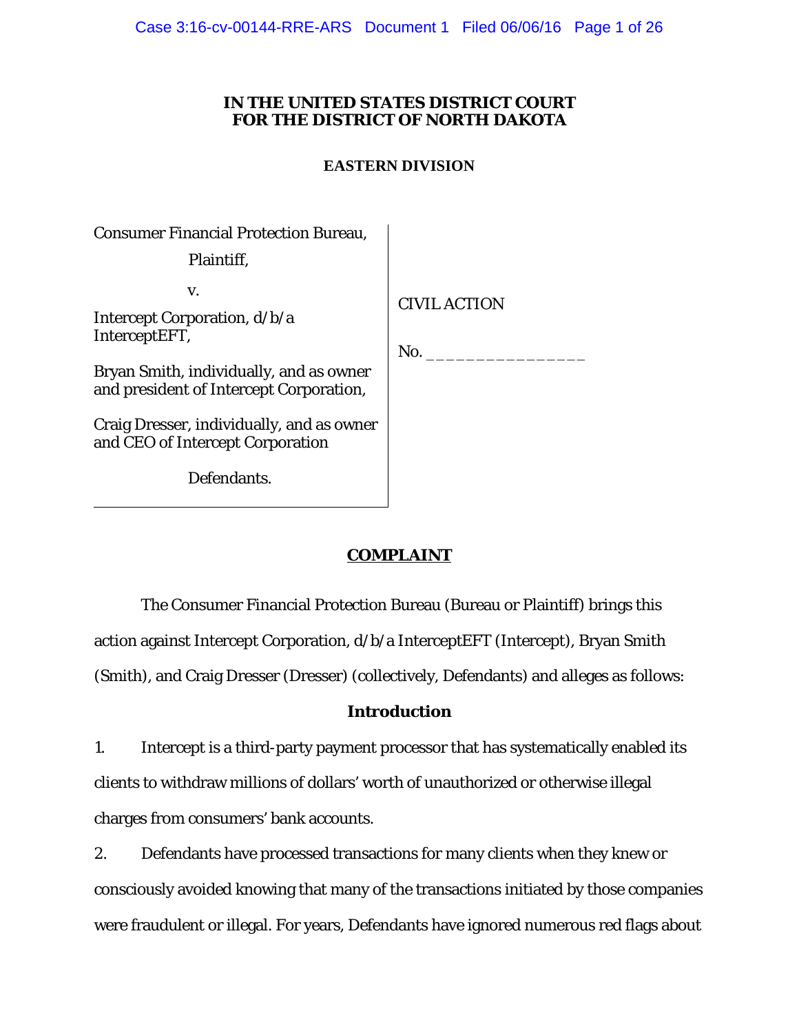**IN THE UNITED STATES DISTRICT COURT**
**FOR THE DISTRICT OF NORTH DAKOTA**

**EASTERN DIVISION**

| | |
|---|---|
| Consumer Financial Protection Bureau,<br><br>Plaintiff,<br><br>v.<br><br>Intercept Corporation, d/b/a InterceptEFT,<br><br>Bryan Smith, individually, and as owner and president of Intercept Corporation,<br><br>Craig Dresser, individually, and as owner and CEO of Intercept Corporation<br><br>Defendants. | CIVIL ACTION<br><br>No. _______________ |

# **COMPLAINT**

The Consumer Financial Protection Bureau (Bureau or Plaintiff) brings this action against Intercept Corporation, d/b/a InterceptEFT (Intercept), Bryan Smith (Smith), and Craig Dresser (Dresser) (collectively, Defendants) and alleges as follows:

## **Introduction**

1. Intercept is a third-party payment processor that has systematically enabled its clients to withdraw millions of dollars' worth of unauthorized or otherwise illegal charges from consumers' bank accounts.

2. Defendants have processed transactions for many clients when they knew or consciously avoided knowing that many of the transactions initiated by those companies were fraudulent or illegal. For years, Defendants have ignored numerous red flags about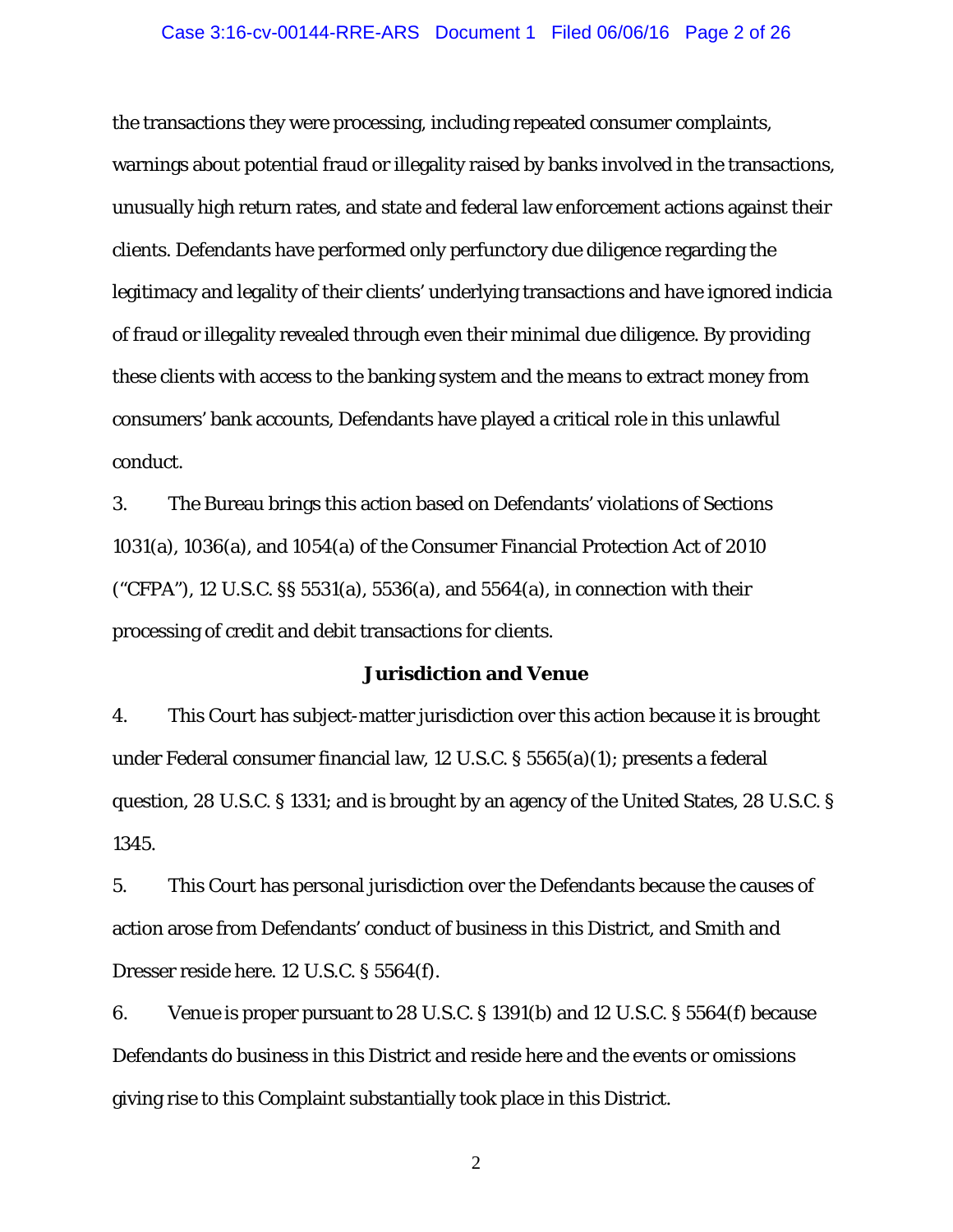the transactions they were processing, including repeated consumer complaints, warnings about potential fraud or illegality raised by banks involved in the transactions, unusually high return rates, and state and federal law enforcement actions against their clients. Defendants have performed only perfunctory due diligence regarding the legitimacy and legality of their clients' underlying transactions and have ignored indicia of fraud or illegality revealed through even their minimal due diligence. By providing these clients with access to the banking system and the means to extract money from consumers' bank accounts, Defendants have played a critical role in this unlawful conduct.

3. The Bureau brings this action based on Defendants' violations of Sections 1031(a), 1036(a), and 1054(a) of the Consumer Financial Protection Act of 2010 ("CFPA"), 12 U.S.C. §§ 5531(a), 5536(a), and 5564(a), in connection with their processing of credit and debit transactions for clients.

## Jurisdiction and Venue

4. This Court has subject-matter jurisdiction over this action because it is brought under Federal consumer financial law, 12 U.S.C. § 5565(a)(1); presents a federal question, 28 U.S.C. § 1331; and is brought by an agency of the United States, 28 U.S.C. § 1345.

5. This Court has personal jurisdiction over the Defendants because the causes of action arose from Defendants' conduct of business in this District, and Smith and Dresser reside here. 12 U.S.C. § 5564(f).

6. Venue is proper pursuant to 28 U.S.C. § 1391(b) and 12 U.S.C. § 5564(f) because Defendants do business in this District and reside here and the events or omissions giving rise to this Complaint substantially took place in this District.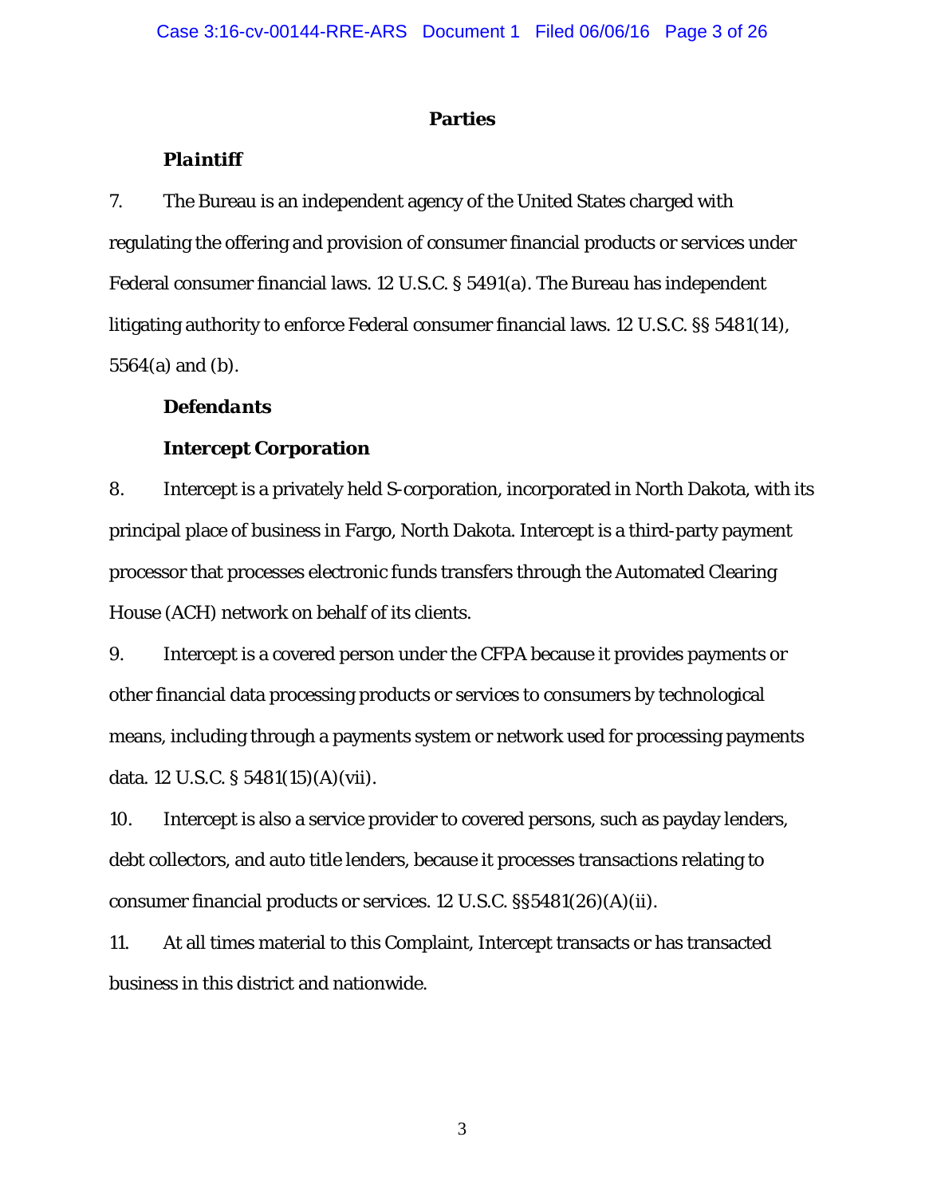## Parties

***Plaintiff***

7. The Bureau is an independent agency of the United States charged with regulating the offering and provision of consumer financial products or services under Federal consumer financial laws. 12 U.S.C. § 5491(a). The Bureau has independent litigating authority to enforce Federal consumer financial laws. 12 U.S.C. §§ 5481(14), 5564(a) and (b).

***Defendants***

**Intercept Corporation**

8. Intercept is a privately held S-corporation, incorporated in North Dakota, with its principal place of business in Fargo, North Dakota. Intercept is a third-party payment processor that processes electronic funds transfers through the Automated Clearing House (ACH) network on behalf of its clients.

9. Intercept is a covered person under the CFPA because it provides payments or other financial data processing products or services to consumers by technological means, including through a payments system or network used for processing payments data. 12 U.S.C. § 5481(15)(A)(vii).

10. Intercept is also a service provider to covered persons, such as payday lenders, debt collectors, and auto title lenders, because it processes transactions relating to consumer financial products or services. 12 U.S.C. §§5481(26)(A)(ii).

11. At all times material to this Complaint, Intercept transacts or has transacted business in this district and nationwide.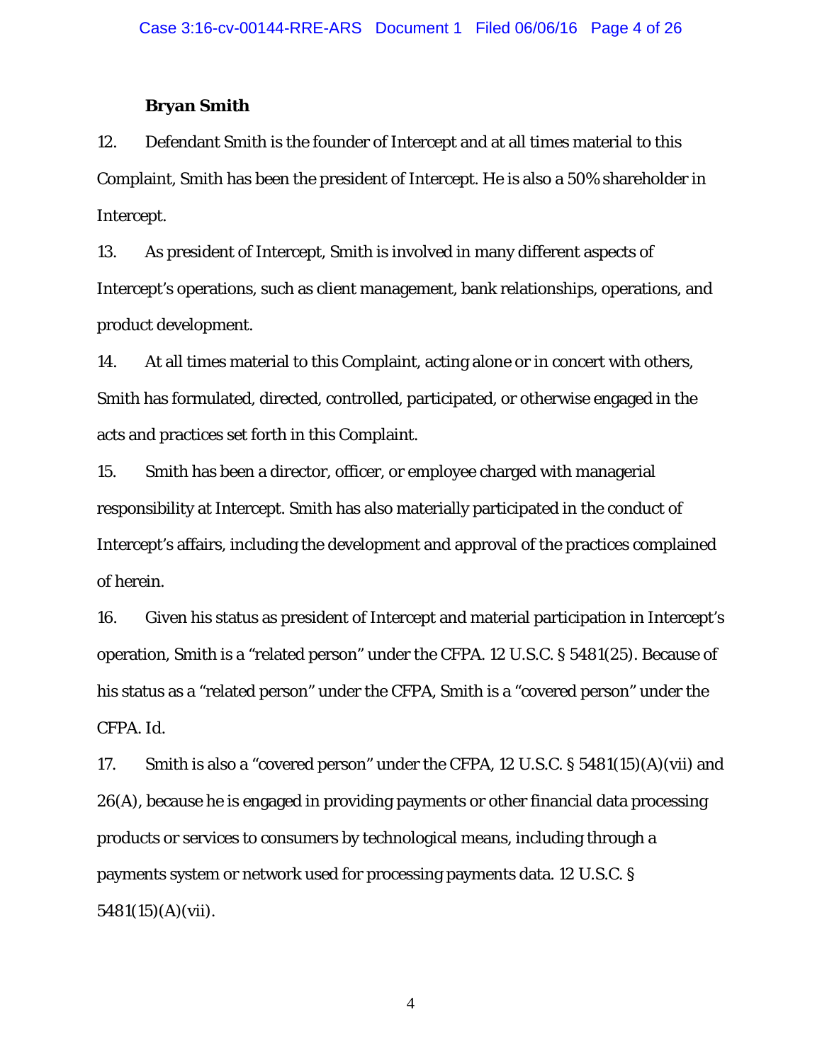**Bryan Smith**

12. Defendant Smith is the founder of Intercept and at all times material to this Complaint, Smith has been the president of Intercept. He is also a 50% shareholder in Intercept.

13. As president of Intercept, Smith is involved in many different aspects of Intercept's operations, such as client management, bank relationships, operations, and product development.

14. At all times material to this Complaint, acting alone or in concert with others, Smith has formulated, directed, controlled, participated, or otherwise engaged in the acts and practices set forth in this Complaint.

15. Smith has been a director, officer, or employee charged with managerial responsibility at Intercept. Smith has also materially participated in the conduct of Intercept's affairs, including the development and approval of the practices complained of herein.

16. Given his status as president of Intercept and material participation in Intercept's operation, Smith is a "related person" under the CFPA. 12 U.S.C. § 5481(25). Because of his status as a "related person" under the CFPA, Smith is a "covered person" under the CFPA. Id.

17. Smith is also a "covered person" under the CFPA, 12 U.S.C. § 5481(15)(A)(vii) and 26(A), because he is engaged in providing payments or other financial data processing products or services to consumers by technological means, including through a payments system or network used for processing payments data. 12 U.S.C. § 5481(15)(A)(vii).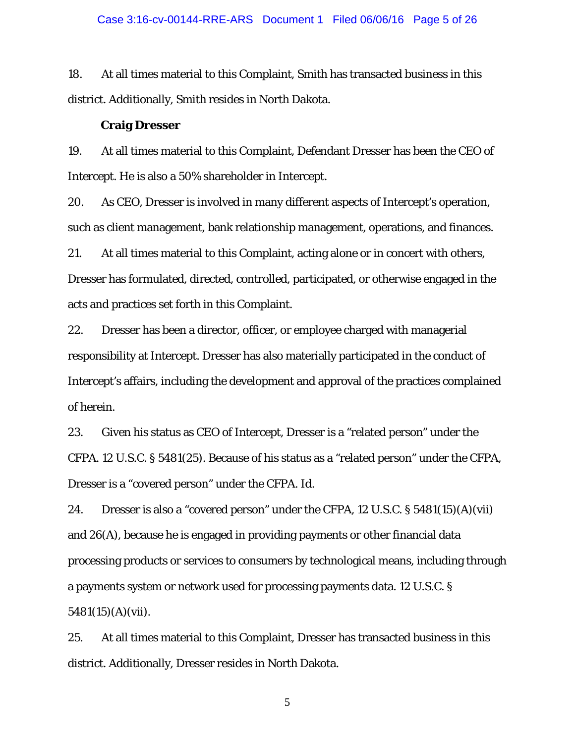18. At all times material to this Complaint, Smith has transacted business in this district. Additionally, Smith resides in North Dakota.

**Craig Dresser**

19. At all times material to this Complaint, Defendant Dresser has been the CEO of Intercept. He is also a 50% shareholder in Intercept.

20. As CEO, Dresser is involved in many different aspects of Intercept's operation, such as client management, bank relationship management, operations, and finances.

21. At all times material to this Complaint, acting alone or in concert with others, Dresser has formulated, directed, controlled, participated, or otherwise engaged in the acts and practices set forth in this Complaint.

22. Dresser has been a director, officer, or employee charged with managerial responsibility at Intercept. Dresser has also materially participated in the conduct of Intercept's affairs, including the development and approval of the practices complained of herein.

23. Given his status as CEO of Intercept, Dresser is a "related person" under the CFPA. 12 U.S.C. § 5481(25). Because of his status as a "related person" under the CFPA, Dresser is a "covered person" under the CFPA. Id.

24. Dresser is also a "covered person" under the CFPA, 12 U.S.C. § 5481(15)(A)(vii) and 26(A), because he is engaged in providing payments or other financial data processing products or services to consumers by technological means, including through a payments system or network used for processing payments data. 12 U.S.C. § 5481(15)(A)(vii).

25. At all times material to this Complaint, Dresser has transacted business in this district. Additionally, Dresser resides in North Dakota.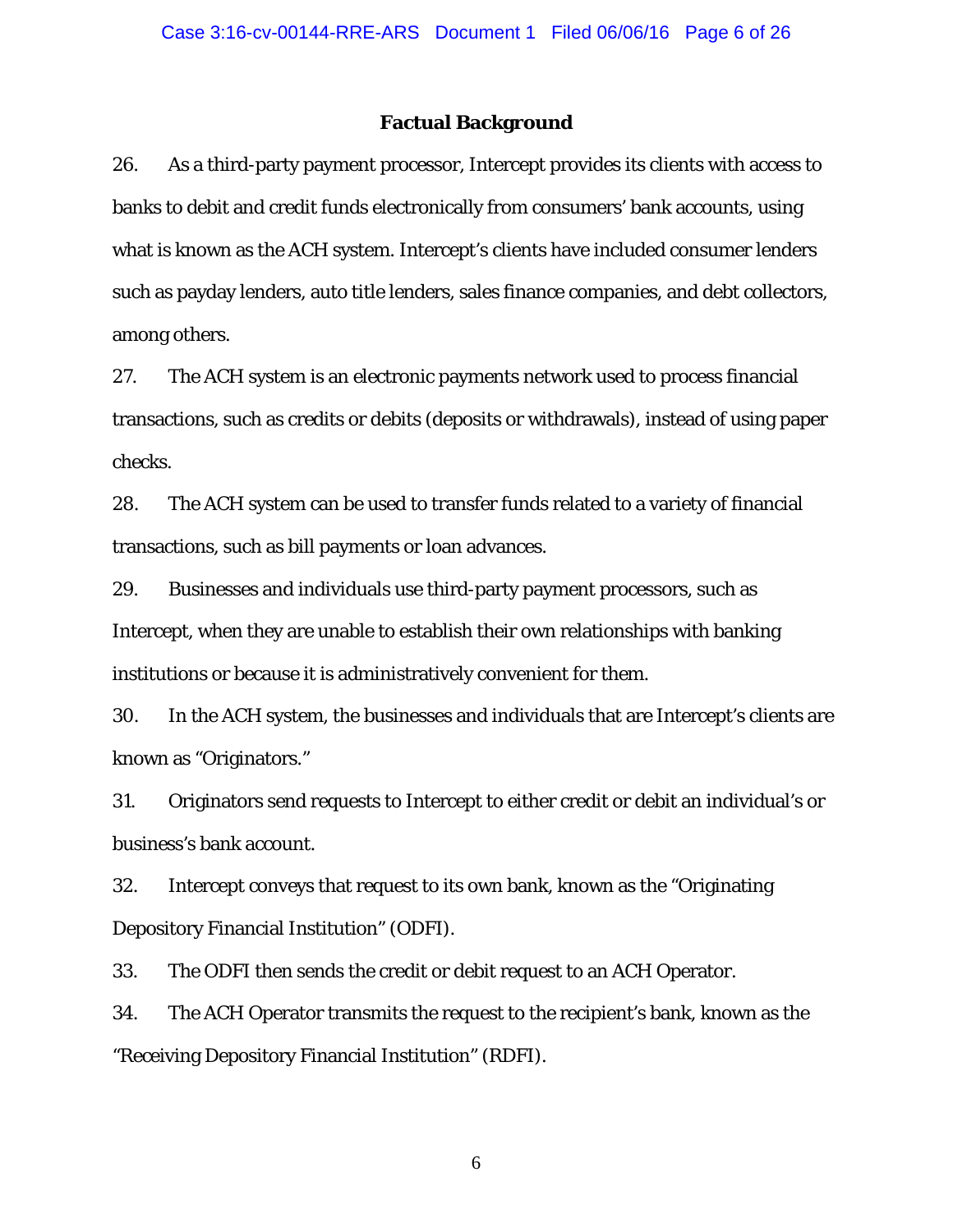## Factual Background

26. As a third-party payment processor, Intercept provides its clients with access to banks to debit and credit funds electronically from consumers' bank accounts, using what is known as the ACH system. Intercept's clients have included consumer lenders such as payday lenders, auto title lenders, sales finance companies, and debt collectors, among others.

27. The ACH system is an electronic payments network used to process financial transactions, such as credits or debits (deposits or withdrawals), instead of using paper checks.

28. The ACH system can be used to transfer funds related to a variety of financial transactions, such as bill payments or loan advances.

29. Businesses and individuals use third-party payment processors, such as Intercept, when they are unable to establish their own relationships with banking institutions or because it is administratively convenient for them.

30. In the ACH system, the businesses and individuals that are Intercept's clients are known as "Originators."

31. Originators send requests to Intercept to either credit or debit an individual's or business's bank account.

32. Intercept conveys that request to its own bank, known as the "Originating Depository Financial Institution" (ODFI).

33. The ODFI then sends the credit or debit request to an ACH Operator.

34. The ACH Operator transmits the request to the recipient's bank, known as the "Receiving Depository Financial Institution" (RDFI).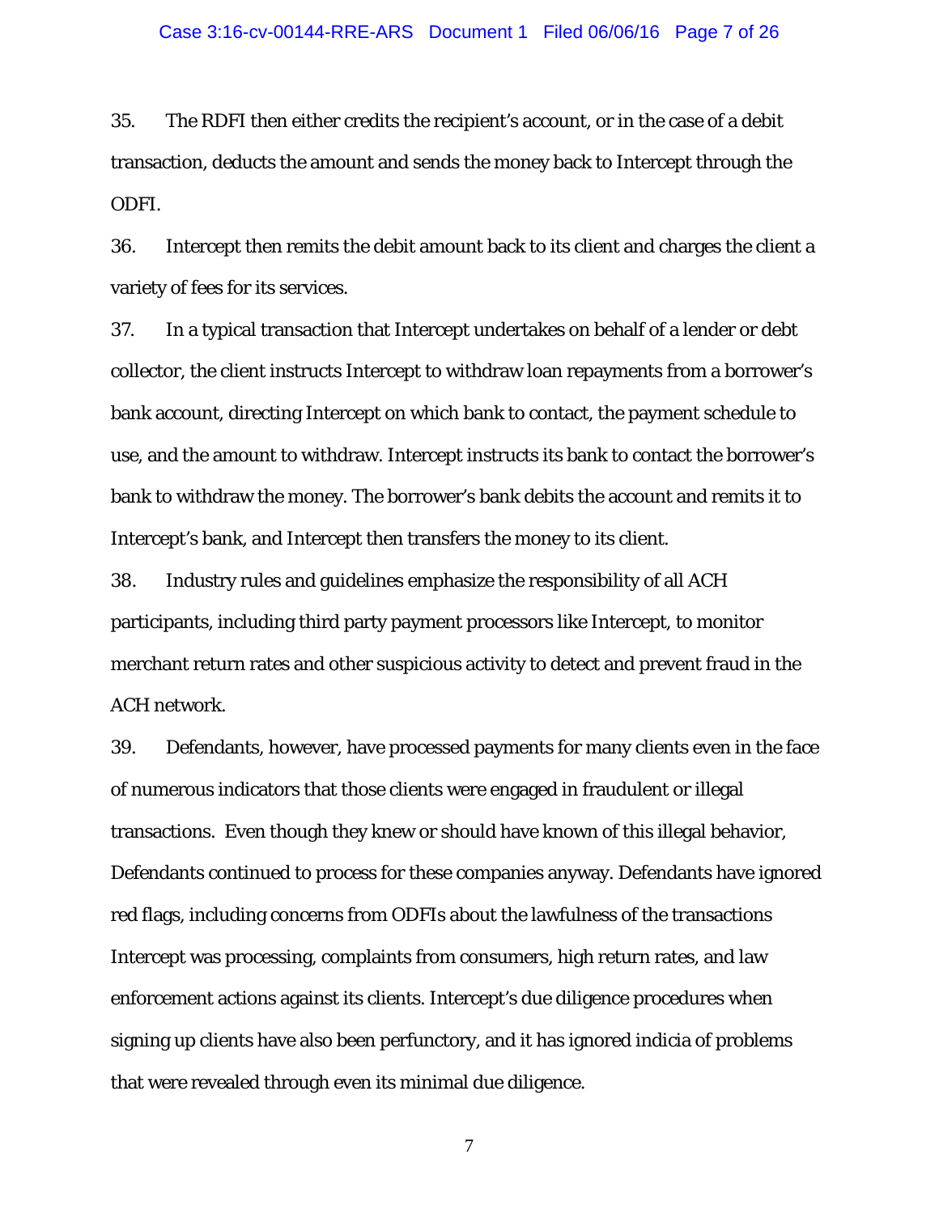35. The RDFI then either credits the recipient's account, or in the case of a debit transaction, deducts the amount and sends the money back to Intercept through the ODFI.

36. Intercept then remits the debit amount back to its client and charges the client a variety of fees for its services.

37. In a typical transaction that Intercept undertakes on behalf of a lender or debt collector, the client instructs Intercept to withdraw loan repayments from a borrower's bank account, directing Intercept on which bank to contact, the payment schedule to use, and the amount to withdraw. Intercept instructs its bank to contact the borrower's bank to withdraw the money. The borrower's bank debits the account and remits it to Intercept's bank, and Intercept then transfers the money to its client.

38. Industry rules and guidelines emphasize the responsibility of all ACH participants, including third party payment processors like Intercept, to monitor merchant return rates and other suspicious activity to detect and prevent fraud in the ACH network.

39. Defendants, however, have processed payments for many clients even in the face of numerous indicators that those clients were engaged in fraudulent or illegal transactions. Even though they knew or should have known of this illegal behavior, Defendants continued to process for these companies anyway. Defendants have ignored red flags, including concerns from ODFIs about the lawfulness of the transactions Intercept was processing, complaints from consumers, high return rates, and law enforcement actions against its clients. Intercept's due diligence procedures when signing up clients have also been perfunctory, and it has ignored indicia of problems that were revealed through even its minimal due diligence.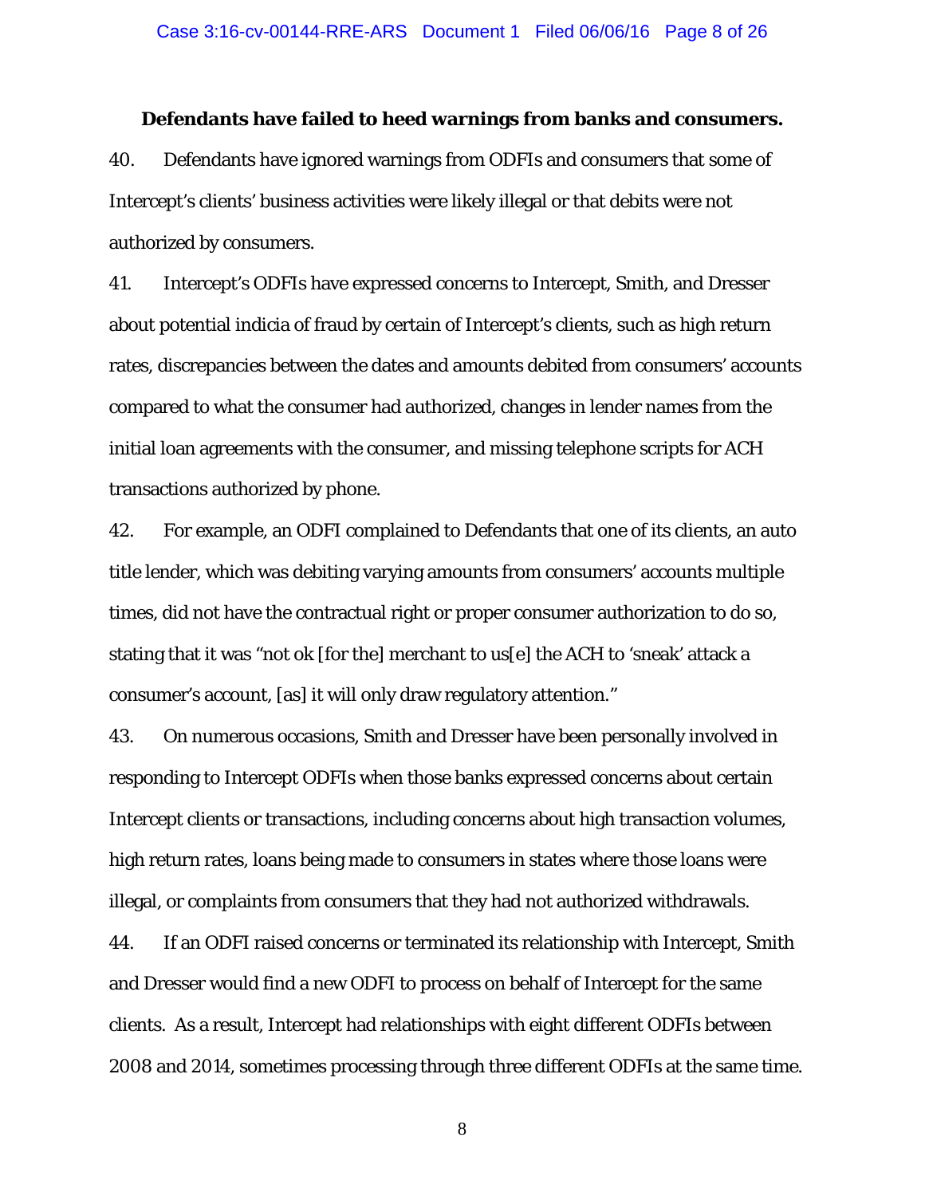**Defendants have failed to heed warnings from banks and consumers.**

40. Defendants have ignored warnings from ODFIs and consumers that some of Intercept's clients' business activities were likely illegal or that debits were not authorized by consumers.

41. Intercept's ODFIs have expressed concerns to Intercept, Smith, and Dresser about potential indicia of fraud by certain of Intercept's clients, such as high return rates, discrepancies between the dates and amounts debited from consumers' accounts compared to what the consumer had authorized, changes in lender names from the initial loan agreements with the consumer, and missing telephone scripts for ACH transactions authorized by phone.

42. For example, an ODFI complained to Defendants that one of its clients, an auto title lender, which was debiting varying amounts from consumers' accounts multiple times, did not have the contractual right or proper consumer authorization to do so, stating that it was "not ok [for the] merchant to us[e] the ACH to 'sneak' attack a consumer's account, [as] it will only draw regulatory attention."

43. On numerous occasions, Smith and Dresser have been personally involved in responding to Intercept ODFIs when those banks expressed concerns about certain Intercept clients or transactions, including concerns about high transaction volumes, high return rates, loans being made to consumers in states where those loans were illegal, or complaints from consumers that they had not authorized withdrawals.

44. If an ODFI raised concerns or terminated its relationship with Intercept, Smith and Dresser would find a new ODFI to process on behalf of Intercept for the same clients. As a result, Intercept had relationships with eight different ODFIs between 2008 and 2014, sometimes processing through three different ODFIs at the same time.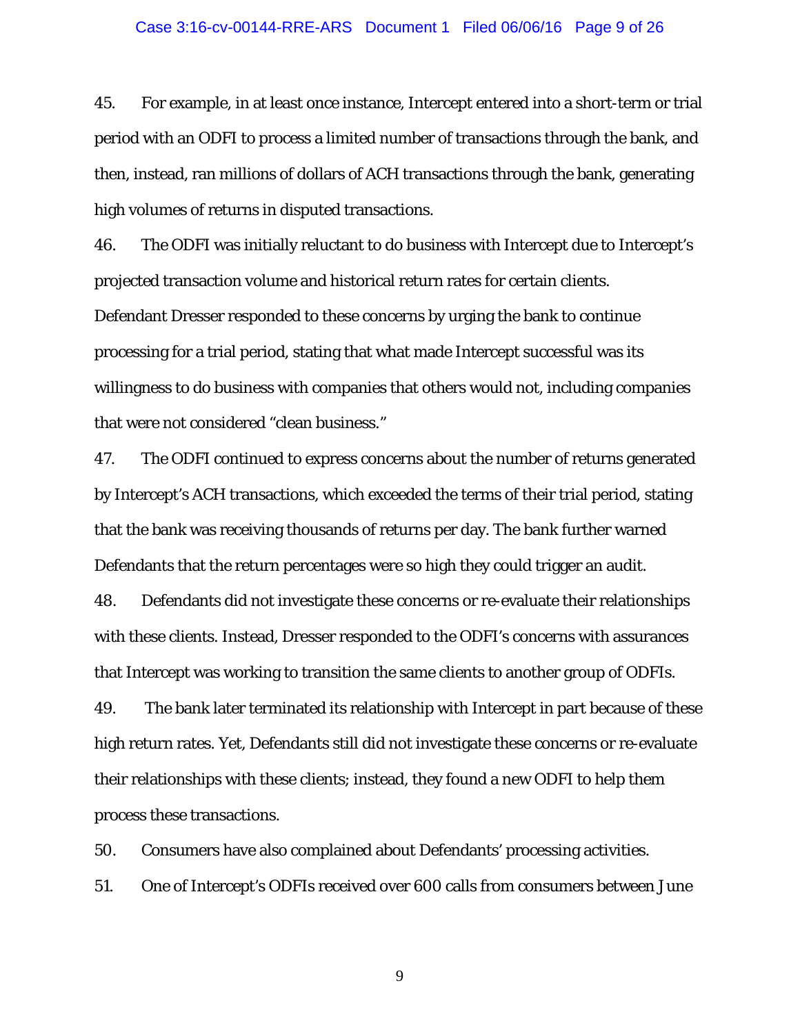45. For example, in at least once instance, Intercept entered into a short-term or trial period with an ODFI to process a limited number of transactions through the bank, and then, instead, ran millions of dollars of ACH transactions through the bank, generating high volumes of returns in disputed transactions.

46. The ODFI was initially reluctant to do business with Intercept due to Intercept's projected transaction volume and historical return rates for certain clients. Defendant Dresser responded to these concerns by urging the bank to continue processing for a trial period, stating that what made Intercept successful was its willingness to do business with companies that others would not, including companies that were not considered "clean business."

47. The ODFI continued to express concerns about the number of returns generated by Intercept's ACH transactions, which exceeded the terms of their trial period, stating that the bank was receiving thousands of returns per day. The bank further warned Defendants that the return percentages were so high they could trigger an audit.

48. Defendants did not investigate these concerns or re-evaluate their relationships with these clients. Instead, Dresser responded to the ODFI's concerns with assurances that Intercept was working to transition the same clients to another group of ODFIs.

49. The bank later terminated its relationship with Intercept in part because of these high return rates. Yet, Defendants still did not investigate these concerns or re-evaluate their relationships with these clients; instead, they found a new ODFI to help them process these transactions.

50. Consumers have also complained about Defendants' processing activities.

51. One of Intercept's ODFIs received over 600 calls from consumers between June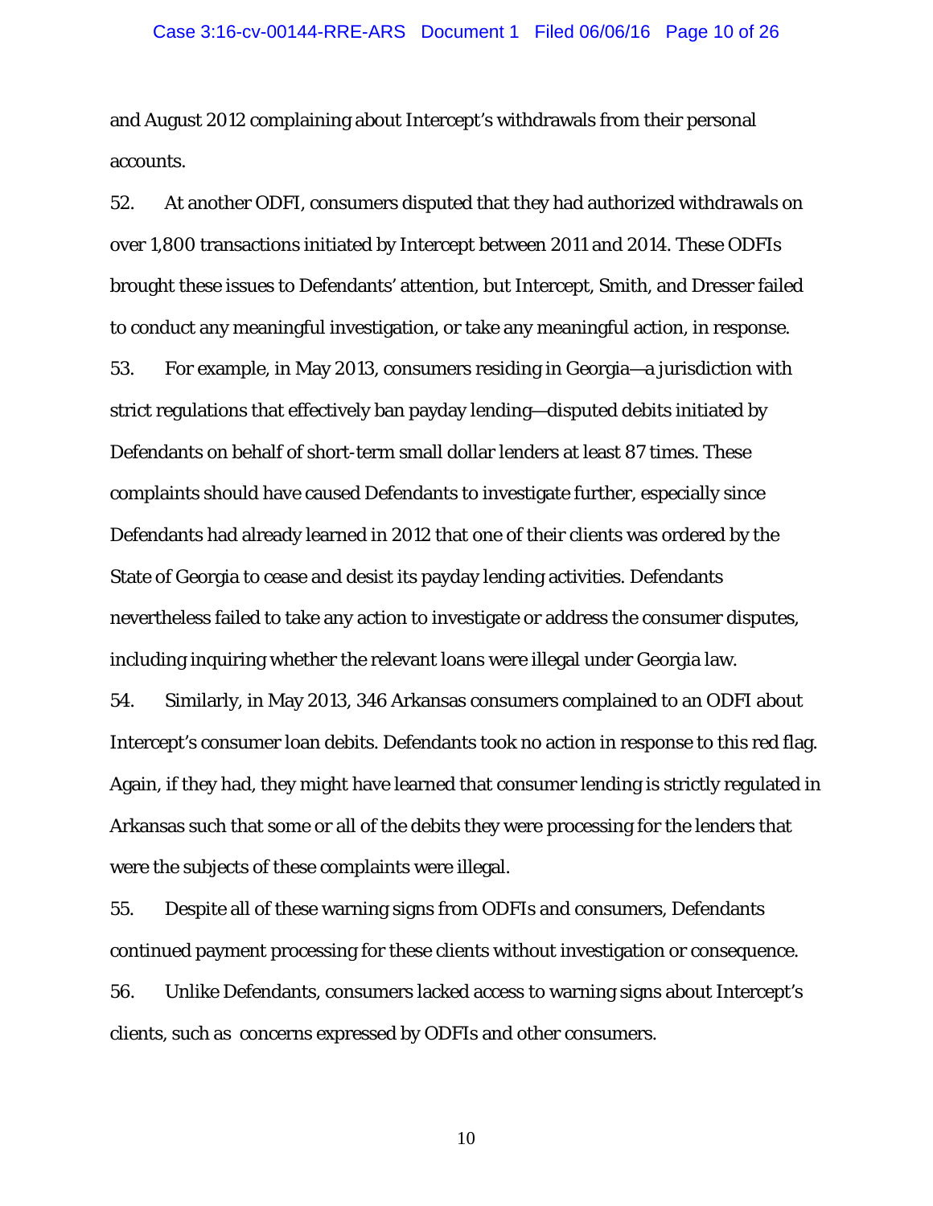and August 2012 complaining about Intercept's withdrawals from their personal accounts.

52. At another ODFI, consumers disputed that they had authorized withdrawals on over 1,800 transactions initiated by Intercept between 2011 and 2014. These ODFIs brought these issues to Defendants' attention, but Intercept, Smith, and Dresser failed to conduct any meaningful investigation, or take any meaningful action, in response.

53. For example, in May 2013, consumers residing in Georgia—a jurisdiction with strict regulations that effectively ban payday lending—disputed debits initiated by Defendants on behalf of short-term small dollar lenders at least 87 times. These complaints should have caused Defendants to investigate further, especially since Defendants had already learned in 2012 that one of their clients was ordered by the State of Georgia to cease and desist its payday lending activities. Defendants nevertheless failed to take any action to investigate or address the consumer disputes, including inquiring whether the relevant loans were illegal under Georgia law.

54. Similarly, in May 2013, 346 Arkansas consumers complained to an ODFI about Intercept's consumer loan debits. Defendants took no action in response to this red flag. Again, if they had, they might have learned that consumer lending is strictly regulated in Arkansas such that some or all of the debits they were processing for the lenders that were the subjects of these complaints were illegal.

55. Despite all of these warning signs from ODFIs and consumers, Defendants continued payment processing for these clients without investigation or consequence.

56. Unlike Defendants, consumers lacked access to warning signs about Intercept's clients, such as concerns expressed by ODFIs and other consumers.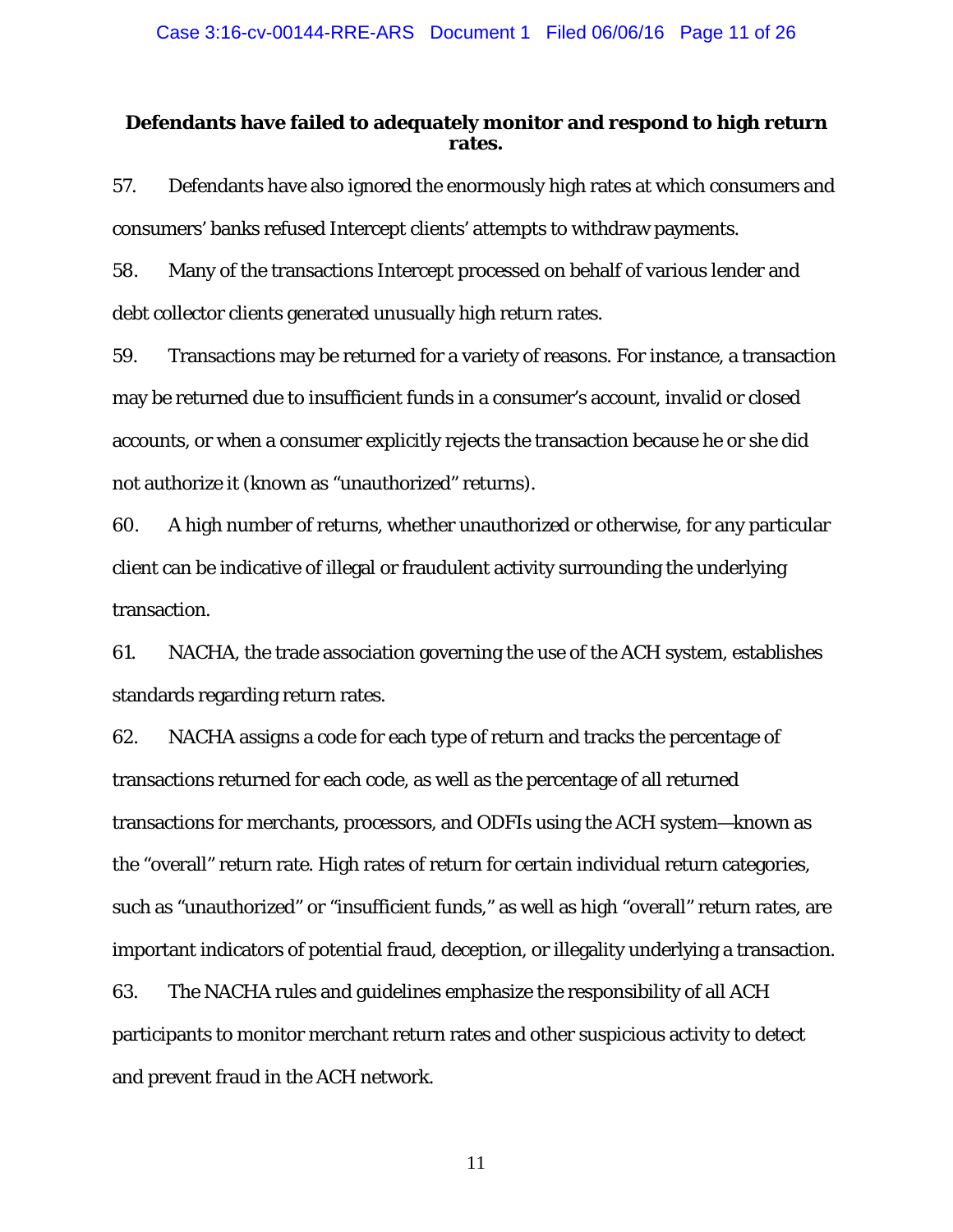**Defendants have failed to adequately monitor and respond to high return rates.**

57. Defendants have also ignored the enormously high rates at which consumers and consumers' banks refused Intercept clients' attempts to withdraw payments.

58. Many of the transactions Intercept processed on behalf of various lender and debt collector clients generated unusually high return rates.

59. Transactions may be returned for a variety of reasons. For instance, a transaction may be returned due to insufficient funds in a consumer's account, invalid or closed accounts, or when a consumer explicitly rejects the transaction because he or she did not authorize it (known as "unauthorized" returns).

60. A high number of returns, whether unauthorized or otherwise, for any particular client can be indicative of illegal or fraudulent activity surrounding the underlying transaction.

61. NACHA, the trade association governing the use of the ACH system, establishes standards regarding return rates.

62. NACHA assigns a code for each type of return and tracks the percentage of transactions returned for each code, as well as the percentage of all returned transactions for merchants, processors, and ODFIs using the ACH system—known as the "overall" return rate. High rates of return for certain individual return categories, such as "unauthorized" or "insufficient funds," as well as high "overall" return rates, are important indicators of potential fraud, deception, or illegality underlying a transaction.

63. The NACHA rules and guidelines emphasize the responsibility of all ACH participants to monitor merchant return rates and other suspicious activity to detect and prevent fraud in the ACH network.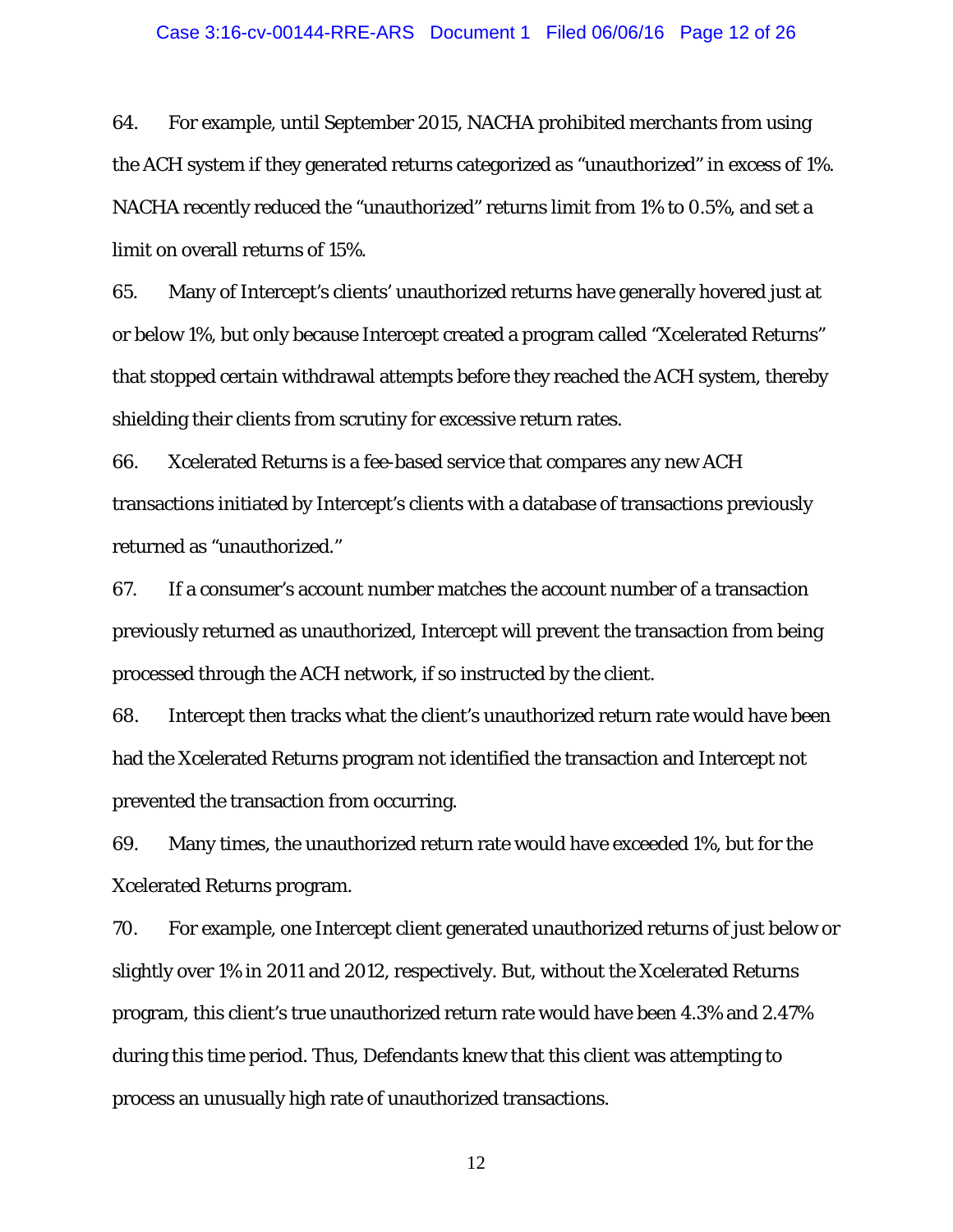64. For example, until September 2015, NACHA prohibited merchants from using the ACH system if they generated returns categorized as "unauthorized" in excess of 1%. NACHA recently reduced the "unauthorized" returns limit from 1% to 0.5%, and set a limit on overall returns of 15%.

65. Many of Intercept's clients' unauthorized returns have generally hovered just at or below 1%, but only because Intercept created a program called "Xcelerated Returns" that stopped certain withdrawal attempts before they reached the ACH system, thereby shielding their clients from scrutiny for excessive return rates.

66. Xcelerated Returns is a fee-based service that compares any new ACH transactions initiated by Intercept's clients with a database of transactions previously returned as "unauthorized."

67. If a consumer's account number matches the account number of a transaction previously returned as unauthorized, Intercept will prevent the transaction from being processed through the ACH network, if so instructed by the client.

68. Intercept then tracks what the client's unauthorized return rate would have been had the Xcelerated Returns program not identified the transaction and Intercept not prevented the transaction from occurring.

69. Many times, the unauthorized return rate would have exceeded 1%, but for the Xcelerated Returns program.

70. For example, one Intercept client generated unauthorized returns of just below or slightly over 1% in 2011 and 2012, respectively. But, without the Xcelerated Returns program, this client's true unauthorized return rate would have been 4.3% and 2.47% during this time period. Thus, Defendants knew that this client was attempting to process an unusually high rate of unauthorized transactions.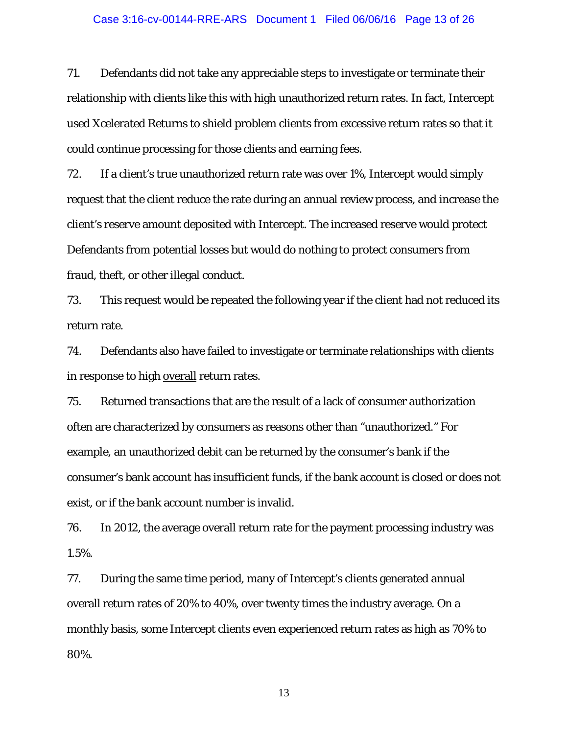71. Defendants did not take any appreciable steps to investigate or terminate their relationship with clients like this with high unauthorized return rates. In fact, Intercept used Xcelerated Returns to shield problem clients from excessive return rates so that it could continue processing for those clients and earning fees.

72. If a client's true unauthorized return rate was over 1%, Intercept would simply request that the client reduce the rate during an annual review process, and increase the client's reserve amount deposited with Intercept. The increased reserve would protect Defendants from potential losses but would do nothing to protect consumers from fraud, theft, or other illegal conduct.

73. This request would be repeated the following year if the client had not reduced its return rate.

74. Defendants also have failed to investigate or terminate relationships with clients in response to high <u>overall</u> return rates.

75. Returned transactions that are the result of a lack of consumer authorization often are characterized by consumers as reasons other than "unauthorized." For example, an unauthorized debit can be returned by the consumer's bank if the consumer's bank account has insufficient funds, if the bank account is closed or does not exist, or if the bank account number is invalid.

76. In 2012, the average overall return rate for the payment processing industry was 1.5%.

77. During the same time period, many of Intercept's clients generated annual overall return rates of 20% to 40%, over twenty times the industry average. On a monthly basis, some Intercept clients even experienced return rates as high as 70% to 80%.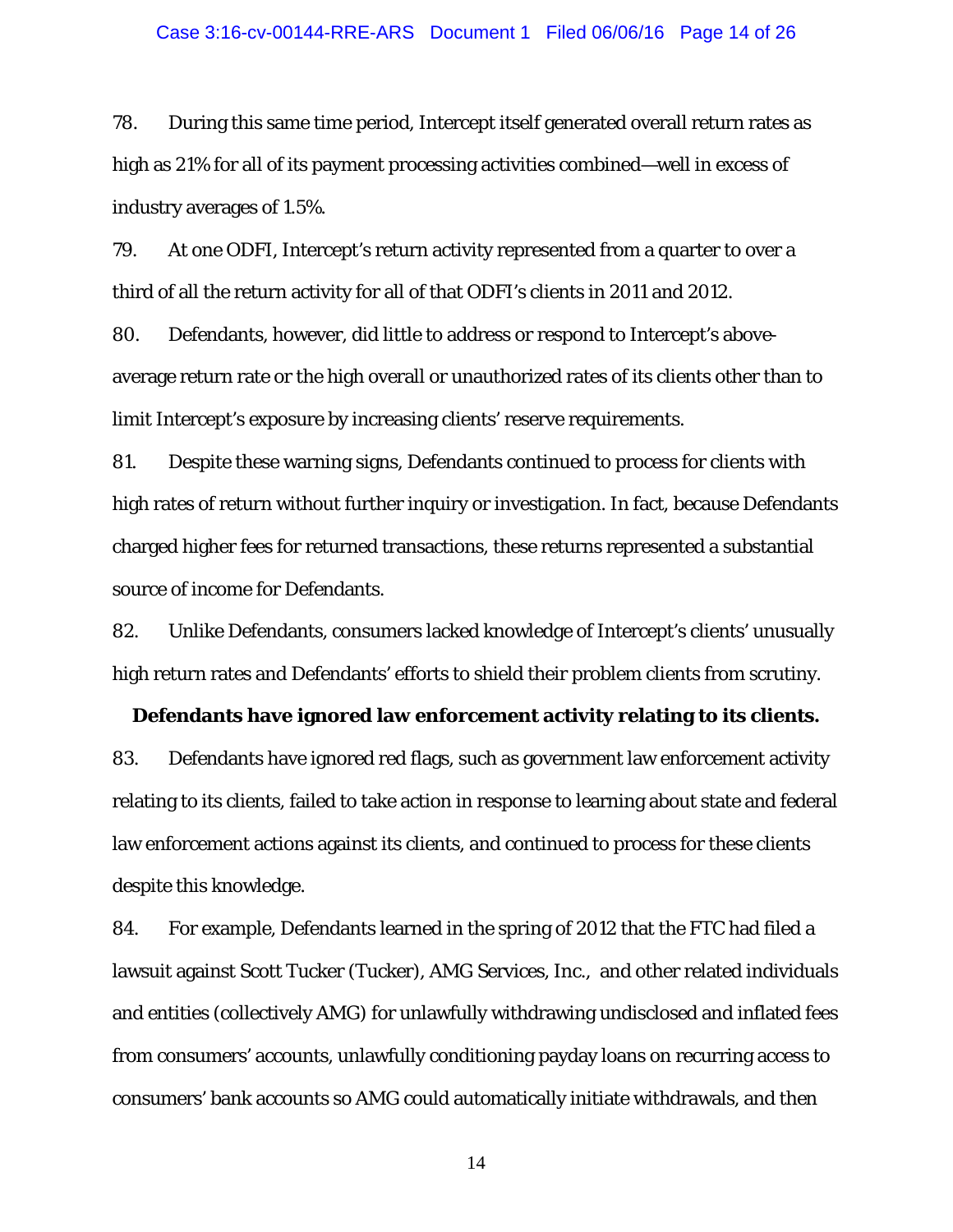78. During this same time period, Intercept itself generated overall return rates as high as 21% for all of its payment processing activities combined—well in excess of industry averages of 1.5%.

79. At one ODFI, Intercept's return activity represented from a quarter to over a third of all the return activity for all of that ODFI's clients in 2011 and 2012.

80. Defendants, however, did little to address or respond to Intercept's above-average return rate or the high overall or unauthorized rates of its clients other than to limit Intercept's exposure by increasing clients' reserve requirements.

81. Despite these warning signs, Defendants continued to process for clients with high rates of return without further inquiry or investigation. In fact, because Defendants charged higher fees for returned transactions, these returns represented a substantial source of income for Defendants.

82. Unlike Defendants, consumers lacked knowledge of Intercept's clients' unusually high return rates and Defendants' efforts to shield their problem clients from scrutiny.

**Defendants have ignored law enforcement activity relating to its clients.**

83. Defendants have ignored red flags, such as government law enforcement activity relating to its clients, failed to take action in response to learning about state and federal law enforcement actions against its clients, and continued to process for these clients despite this knowledge.

84. For example, Defendants learned in the spring of 2012 that the FTC had filed a lawsuit against Scott Tucker (Tucker), AMG Services, Inc., and other related individuals and entities (collectively AMG) for unlawfully withdrawing undisclosed and inflated fees from consumers' accounts, unlawfully conditioning payday loans on recurring access to consumers' bank accounts so AMG could automatically initiate withdrawals, and then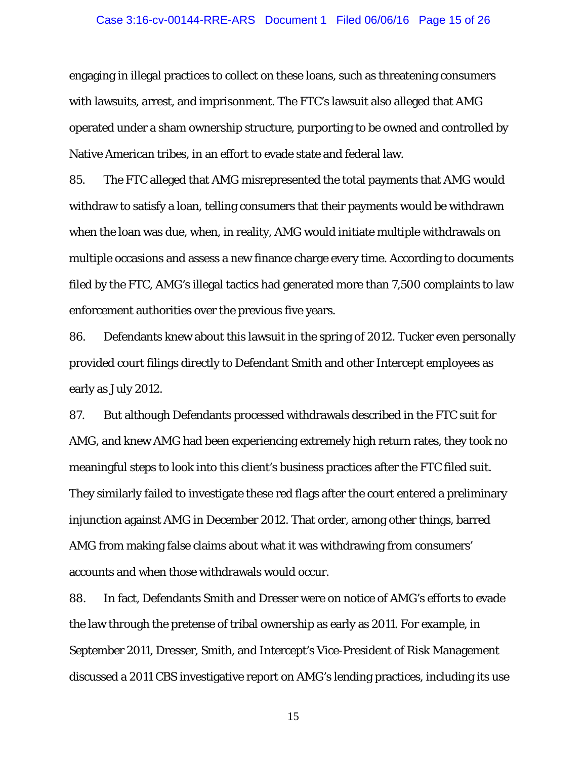engaging in illegal practices to collect on these loans, such as threatening consumers with lawsuits, arrest, and imprisonment. The FTC's lawsuit also alleged that AMG operated under a sham ownership structure, purporting to be owned and controlled by Native American tribes, in an effort to evade state and federal law.

85. The FTC alleged that AMG misrepresented the total payments that AMG would withdraw to satisfy a loan, telling consumers that their payments would be withdrawn when the loan was due, when, in reality, AMG would initiate multiple withdrawals on multiple occasions and assess a new finance charge every time. According to documents filed by the FTC, AMG's illegal tactics had generated more than 7,500 complaints to law enforcement authorities over the previous five years.

86. Defendants knew about this lawsuit in the spring of 2012. Tucker even personally provided court filings directly to Defendant Smith and other Intercept employees as early as July 2012.

87. But although Defendants processed withdrawals described in the FTC suit for AMG, and knew AMG had been experiencing extremely high return rates, they took no meaningful steps to look into this client's business practices after the FTC filed suit. They similarly failed to investigate these red flags after the court entered a preliminary injunction against AMG in December 2012. That order, among other things, barred AMG from making false claims about what it was withdrawing from consumers' accounts and when those withdrawals would occur.

88. In fact, Defendants Smith and Dresser were on notice of AMG's efforts to evade the law through the pretense of tribal ownership as early as 2011. For example, in September 2011, Dresser, Smith, and Intercept's Vice-President of Risk Management discussed a 2011 CBS investigative report on AMG's lending practices, including its use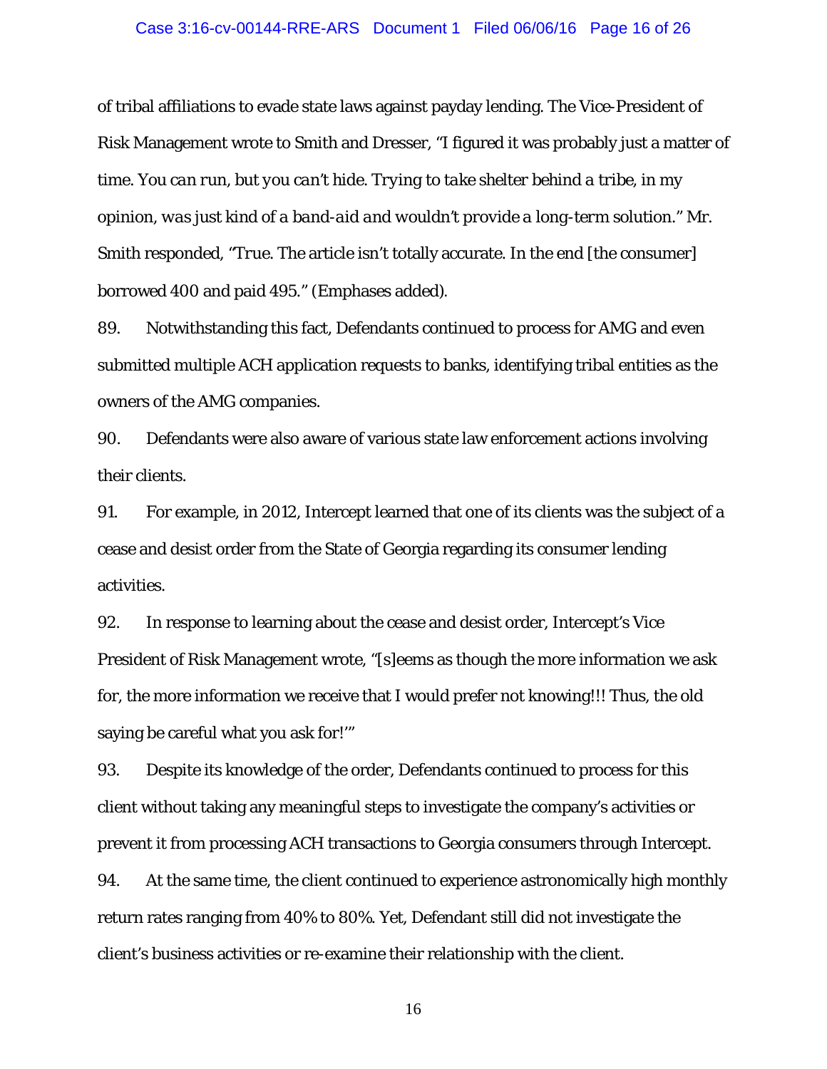of tribal affiliations to evade state laws against payday lending. The Vice-President of Risk Management wrote to Smith and Dresser, "I figured it was probably just a matter of time. *You can run, but you can't hide. Trying to take shelter behind a tribe, in my opinion, was just kind of a band-aid and wouldn't provide a long-term solution.*" Mr. Smith responded, "True. The article isn't totally accurate. In the end [the consumer] borrowed 400 and paid 495." (Emphases added).

89. Notwithstanding this fact, Defendants continued to process for AMG and even submitted multiple ACH application requests to banks, identifying tribal entities as the owners of the AMG companies.

90. Defendants were also aware of various state law enforcement actions involving their clients.

91. For example, in 2012, Intercept learned that one of its clients was the subject of a cease and desist order from the State of Georgia regarding its consumer lending activities.

92. In response to learning about the cease and desist order, Intercept's Vice President of Risk Management wrote, "[s]eems as though the more information we ask for, the more information we receive that I would prefer not knowing!!! Thus, the old saying be careful what you ask for!'"

93. Despite its knowledge of the order, Defendants continued to process for this client without taking any meaningful steps to investigate the company's activities or prevent it from processing ACH transactions to Georgia consumers through Intercept.

94. At the same time, the client continued to experience astronomically high monthly return rates ranging from 40% to 80%. Yet, Defendant still did not investigate the client's business activities or re-examine their relationship with the client.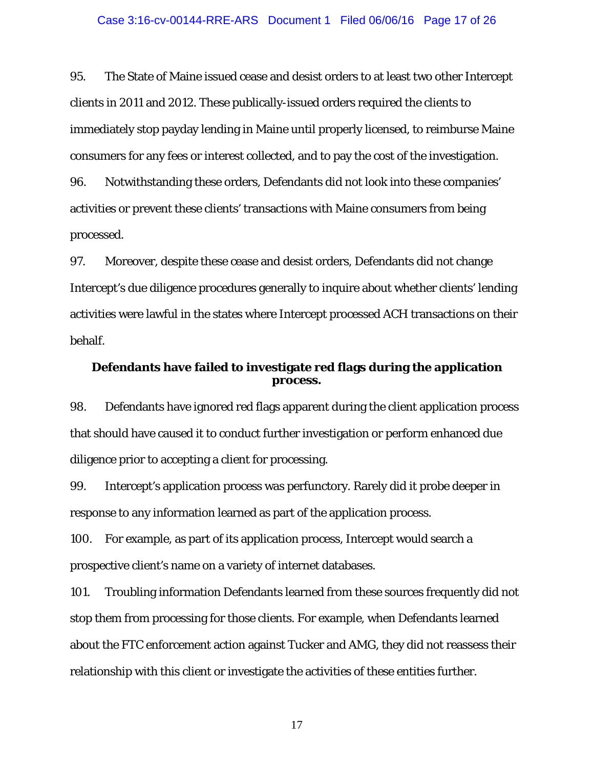95. The State of Maine issued cease and desist orders to at least two other Intercept clients in 2011 and 2012. These publically-issued orders required the clients to immediately stop payday lending in Maine until properly licensed, to reimburse Maine consumers for any fees or interest collected, and to pay the cost of the investigation.

96. Notwithstanding these orders, Defendants did not look into these companies' activities or prevent these clients' transactions with Maine consumers from being processed.

97. Moreover, despite these cease and desist orders, Defendants did not change Intercept's due diligence procedures generally to inquire about whether clients' lending activities were lawful in the states where Intercept processed ACH transactions on their behalf.

**Defendants have failed to investigate red flags during the application process.**

98. Defendants have ignored red flags apparent during the client application process that should have caused it to conduct further investigation or perform enhanced due diligence prior to accepting a client for processing.

99. Intercept's application process was perfunctory. Rarely did it probe deeper in response to any information learned as part of the application process.

100. For example, as part of its application process, Intercept would search a prospective client's name on a variety of internet databases.

101. Troubling information Defendants learned from these sources frequently did not stop them from processing for those clients. For example, when Defendants learned about the FTC enforcement action against Tucker and AMG, they did not reassess their relationship with this client or investigate the activities of these entities further.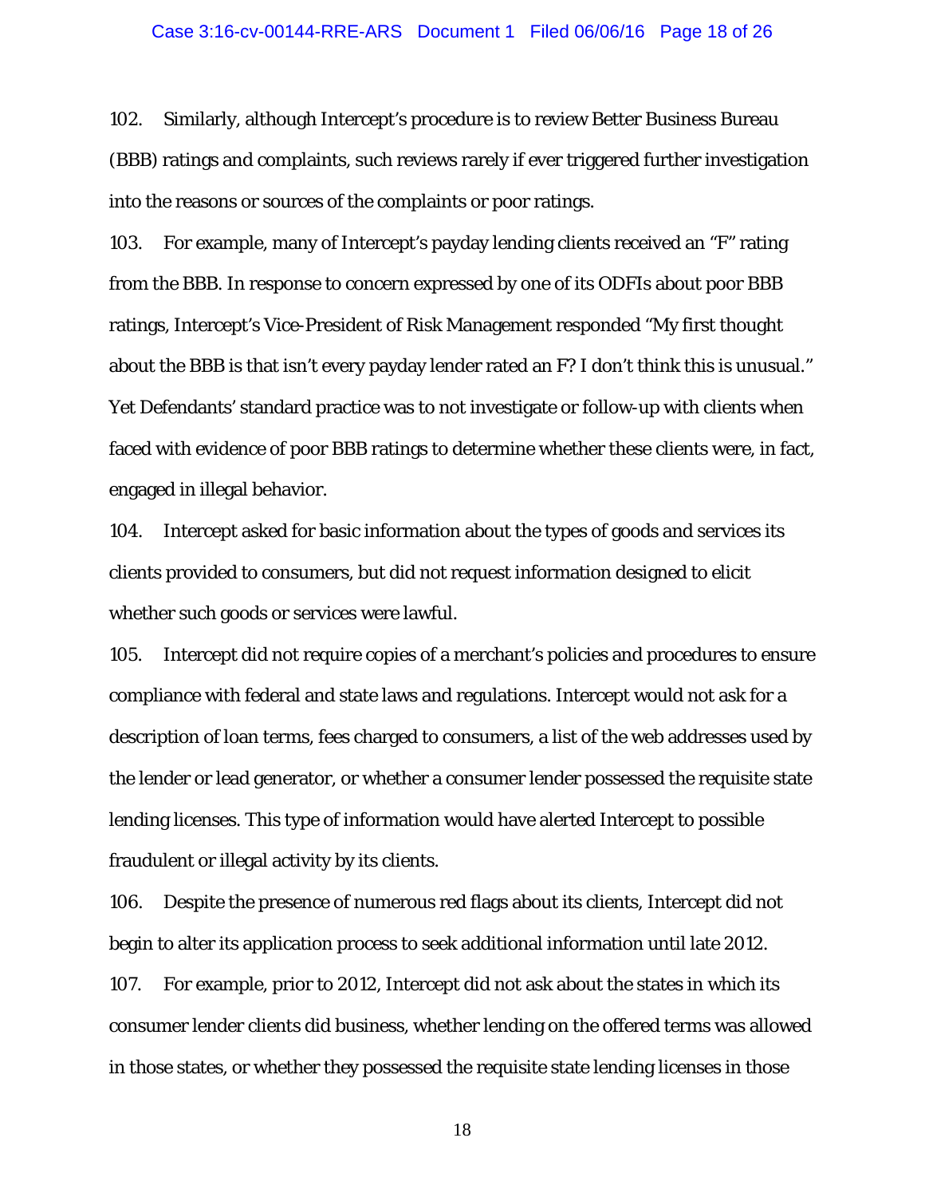102. Similarly, although Intercept's procedure is to review Better Business Bureau (BBB) ratings and complaints, such reviews rarely if ever triggered further investigation into the reasons or sources of the complaints or poor ratings.

103. For example, many of Intercept's payday lending clients received an "F" rating from the BBB. In response to concern expressed by one of its ODFIs about poor BBB ratings, Intercept's Vice-President of Risk Management responded "My first thought about the BBB is that isn't every payday lender rated an F? I don't think this is unusual." Yet Defendants' standard practice was to not investigate or follow-up with clients when faced with evidence of poor BBB ratings to determine whether these clients were, in fact, engaged in illegal behavior.

104. Intercept asked for basic information about the types of goods and services its clients provided to consumers, but did not request information designed to elicit whether such goods or services were lawful.

105. Intercept did not require copies of a merchant's policies and procedures to ensure compliance with federal and state laws and regulations. Intercept would not ask for a description of loan terms, fees charged to consumers, a list of the web addresses used by the lender or lead generator, or whether a consumer lender possessed the requisite state lending licenses. This type of information would have alerted Intercept to possible fraudulent or illegal activity by its clients.

106. Despite the presence of numerous red flags about its clients, Intercept did not begin to alter its application process to seek additional information until late 2012.

107. For example, prior to 2012, Intercept did not ask about the states in which its consumer lender clients did business, whether lending on the offered terms was allowed in those states, or whether they possessed the requisite state lending licenses in those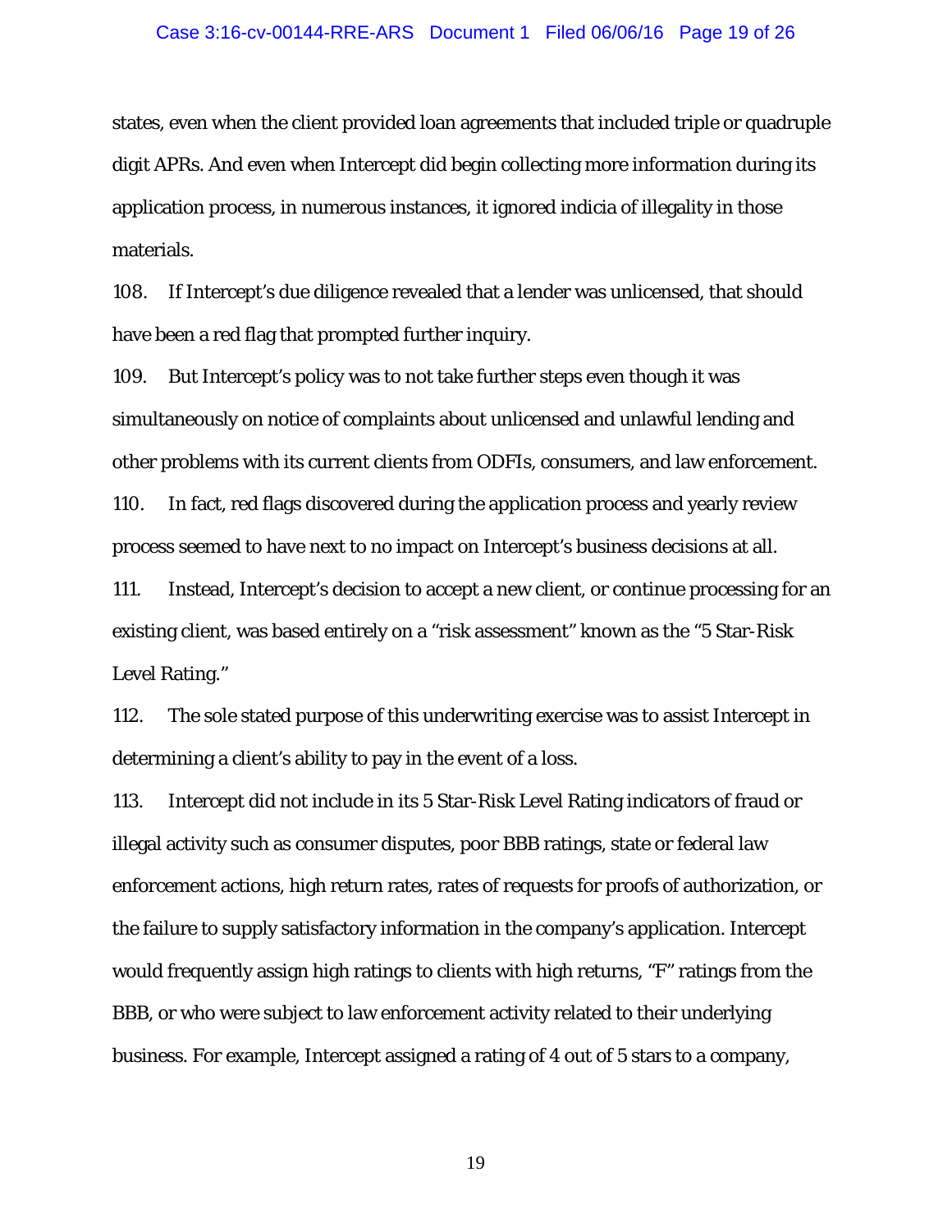states, even when the client provided loan agreements that included triple or quadruple digit APRs. And even when Intercept did begin collecting more information during its application process, in numerous instances, it ignored indicia of illegality in those materials.

108. If Intercept's due diligence revealed that a lender was unlicensed, that should have been a red flag that prompted further inquiry.

109. But Intercept's policy was to not take further steps even though it was simultaneously on notice of complaints about unlicensed and unlawful lending and other problems with its current clients from ODFIs, consumers, and law enforcement.

110. In fact, red flags discovered during the application process and yearly review process seemed to have next to no impact on Intercept's business decisions at all.

111. Instead, Intercept's decision to accept a new client, or continue processing for an existing client, was based entirely on a "risk assessment" known as the "5 Star-Risk Level Rating."

112. The sole stated purpose of this underwriting exercise was to assist Intercept in determining a client's ability to pay in the event of a loss.

113. Intercept did not include in its 5 Star-Risk Level Rating indicators of fraud or illegal activity such as consumer disputes, poor BBB ratings, state or federal law enforcement actions, high return rates, rates of requests for proofs of authorization, or the failure to supply satisfactory information in the company's application. Intercept would frequently assign high ratings to clients with high returns, "F" ratings from the BBB, or who were subject to law enforcement activity related to their underlying business. For example, Intercept assigned a rating of 4 out of 5 stars to a company,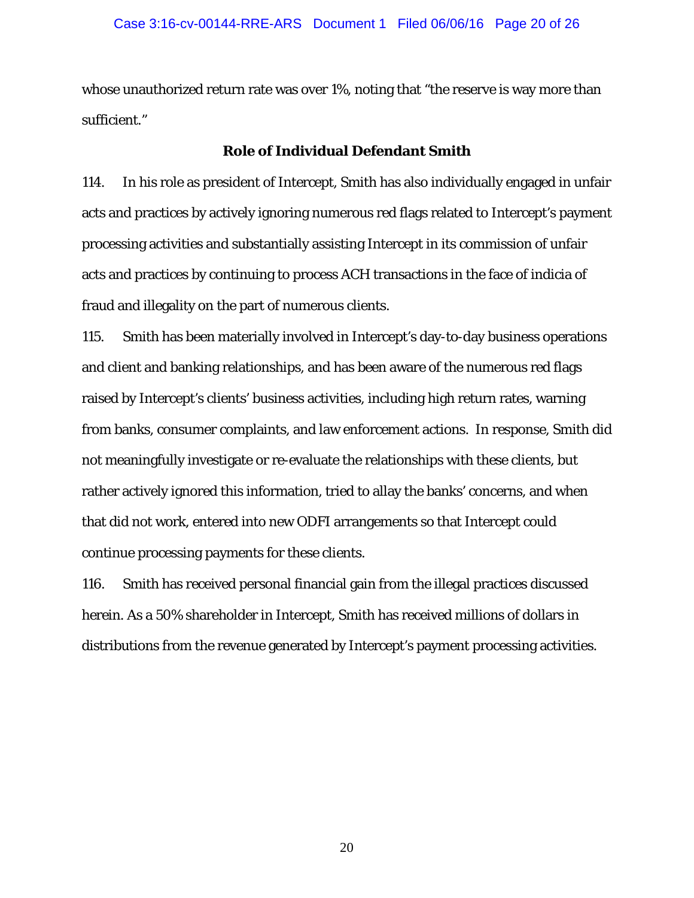whose unauthorized return rate was over 1%, noting that "the reserve is way more than sufficient."

### Role of Individual Defendant Smith

114. In his role as president of Intercept, Smith has also individually engaged in unfair acts and practices by actively ignoring numerous red flags related to Intercept's payment processing activities and substantially assisting Intercept in its commission of unfair acts and practices by continuing to process ACH transactions in the face of indicia of fraud and illegality on the part of numerous clients.

115. Smith has been materially involved in Intercept's day-to-day business operations and client and banking relationships, and has been aware of the numerous red flags raised by Intercept's clients' business activities, including high return rates, warning from banks, consumer complaints, and law enforcement actions. In response, Smith did not meaningfully investigate or re-evaluate the relationships with these clients, but rather actively ignored this information, tried to allay the banks' concerns, and when that did not work, entered into new ODFI arrangements so that Intercept could continue processing payments for these clients.

116. Smith has received personal financial gain from the illegal practices discussed herein. As a 50% shareholder in Intercept, Smith has received millions of dollars in distributions from the revenue generated by Intercept's payment processing activities.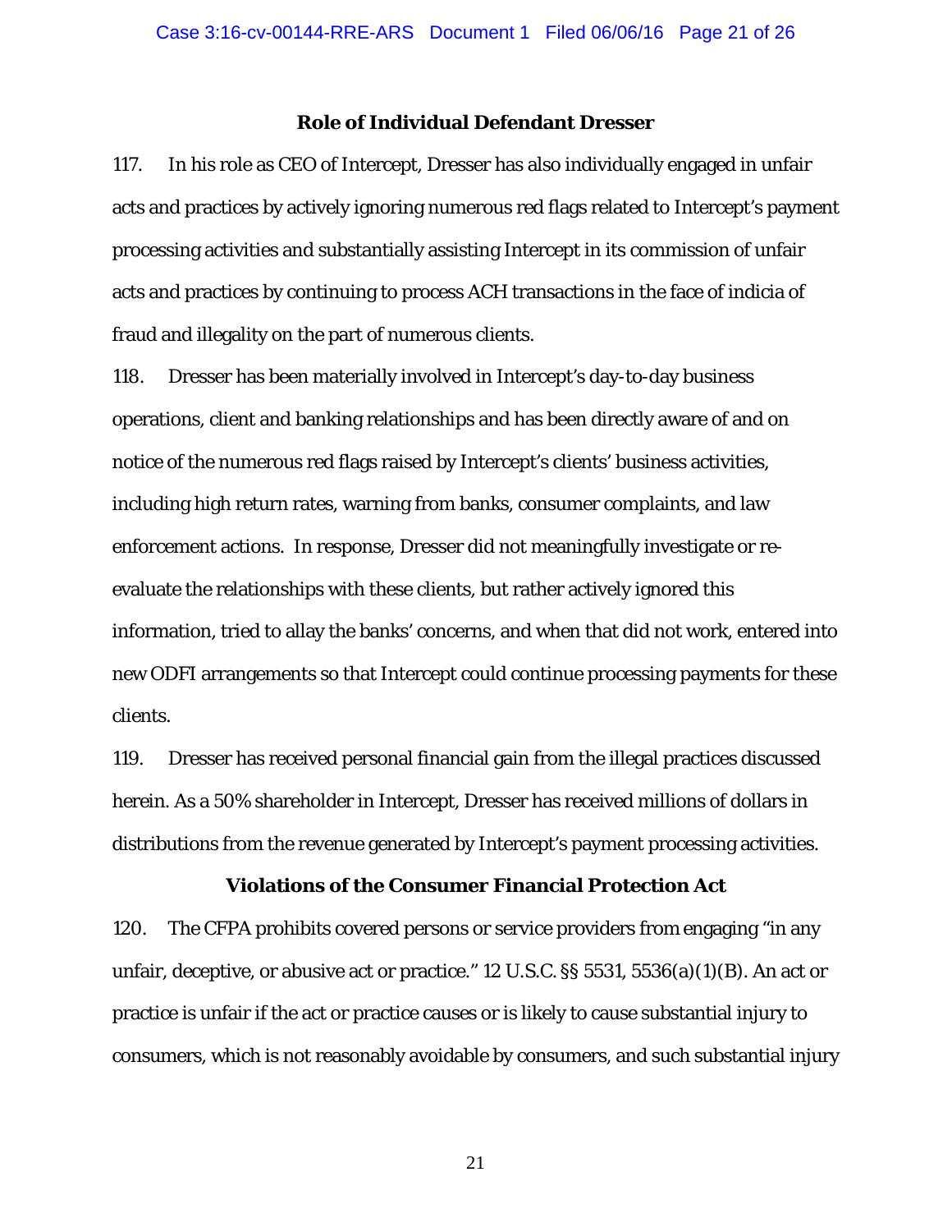### Role of Individual Defendant Dresser

117. In his role as CEO of Intercept, Dresser has also individually engaged in unfair acts and practices by actively ignoring numerous red flags related to Intercept's payment processing activities and substantially assisting Intercept in its commission of unfair acts and practices by continuing to process ACH transactions in the face of indicia of fraud and illegality on the part of numerous clients.

118. Dresser has been materially involved in Intercept's day-to-day business operations, client and banking relationships and has been directly aware of and on notice of the numerous red flags raised by Intercept's clients' business activities, including high return rates, warning from banks, consumer complaints, and law enforcement actions. In response, Dresser did not meaningfully investigate or re-evaluate the relationships with these clients, but rather actively ignored this information, tried to allay the banks' concerns, and when that did not work, entered into new ODFI arrangements so that Intercept could continue processing payments for these clients.

119. Dresser has received personal financial gain from the illegal practices discussed herein. As a 50% shareholder in Intercept, Dresser has received millions of dollars in distributions from the revenue generated by Intercept's payment processing activities.

### Violations of the Consumer Financial Protection Act

120. The CFPA prohibits covered persons or service providers from engaging "in any unfair, deceptive, or abusive act or practice." 12 U.S.C. §§ 5531, 5536(a)(1)(B). An act or practice is unfair if the act or practice causes or is likely to cause substantial injury to consumers, which is not reasonably avoidable by consumers, and such substantial injury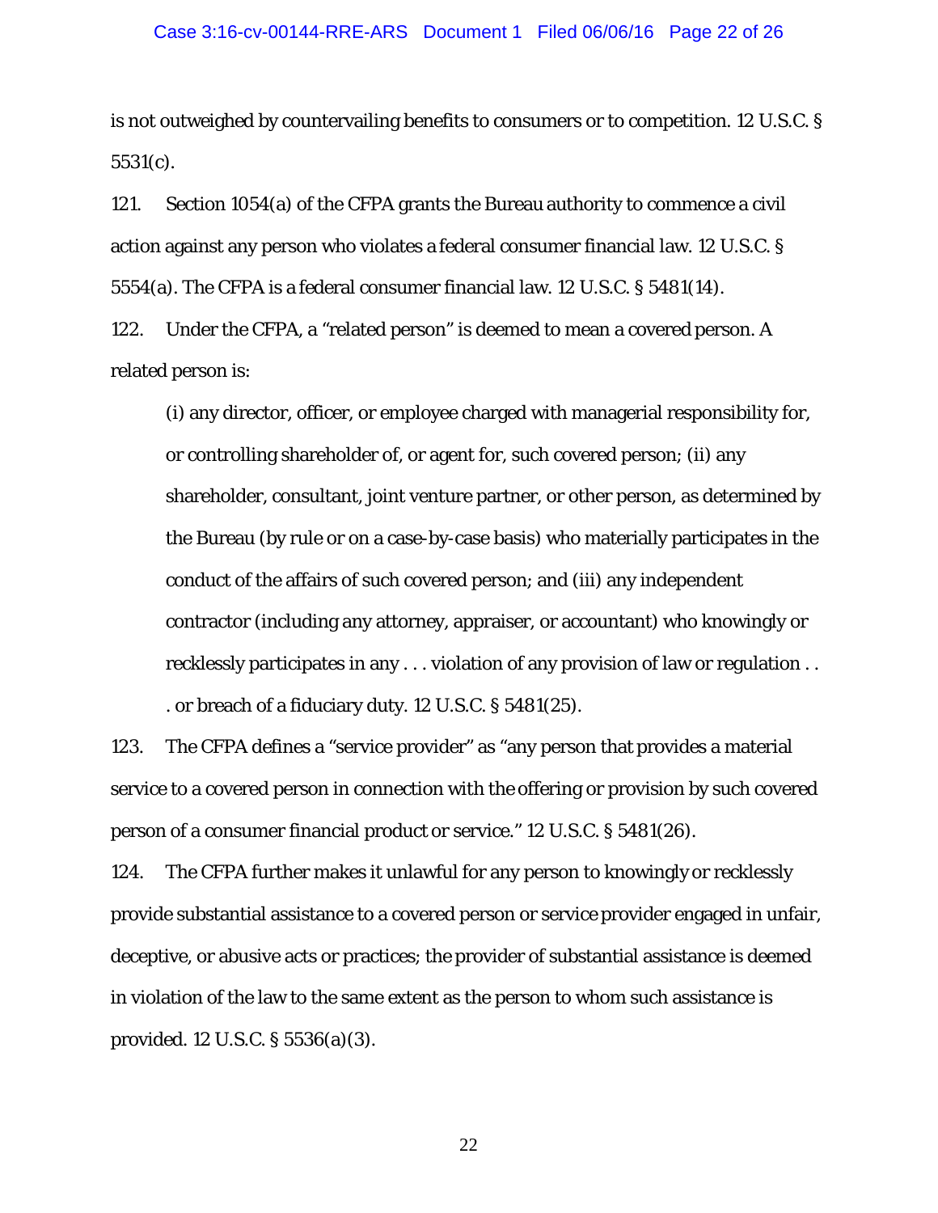is not outweighed by countervailing benefits to consumers or to competition. 12 U.S.C. § 5531(c).

121. Section 1054(a) of the CFPA grants the Bureau authority to commence a civil action against any person who violates a federal consumer financial law. 12 U.S.C. § 5554(a). The CFPA is a federal consumer financial law. 12 U.S.C. § 5481(14).

122. Under the CFPA, a "related person" is deemed to mean a covered person. A related person is:

> (i) any director, officer, or employee charged with managerial responsibility for, or controlling shareholder of, or agent for, such covered person; (ii) any shareholder, consultant, joint venture partner, or other person, as determined by the Bureau (by rule or on a case-by-case basis) who materially participates in the conduct of the affairs of such covered person; and (iii) any independent contractor (including any attorney, appraiser, or accountant) who knowingly or recklessly participates in any . . . violation of any provision of law or regulation . . . or breach of a fiduciary duty. 12 U.S.C. § 5481(25).

123. The CFPA defines a "service provider" as "any person that provides a material service to a covered person in connection with the offering or provision by such covered person of a consumer financial product or service." 12 U.S.C. § 5481(26).

124. The CFPA further makes it unlawful for any person to knowingly or recklessly provide substantial assistance to a covered person or service provider engaged in unfair, deceptive, or abusive acts or practices; the provider of substantial assistance is deemed in violation of the law to the same extent as the person to whom such assistance is provided. 12 U.S.C. § 5536(a)(3).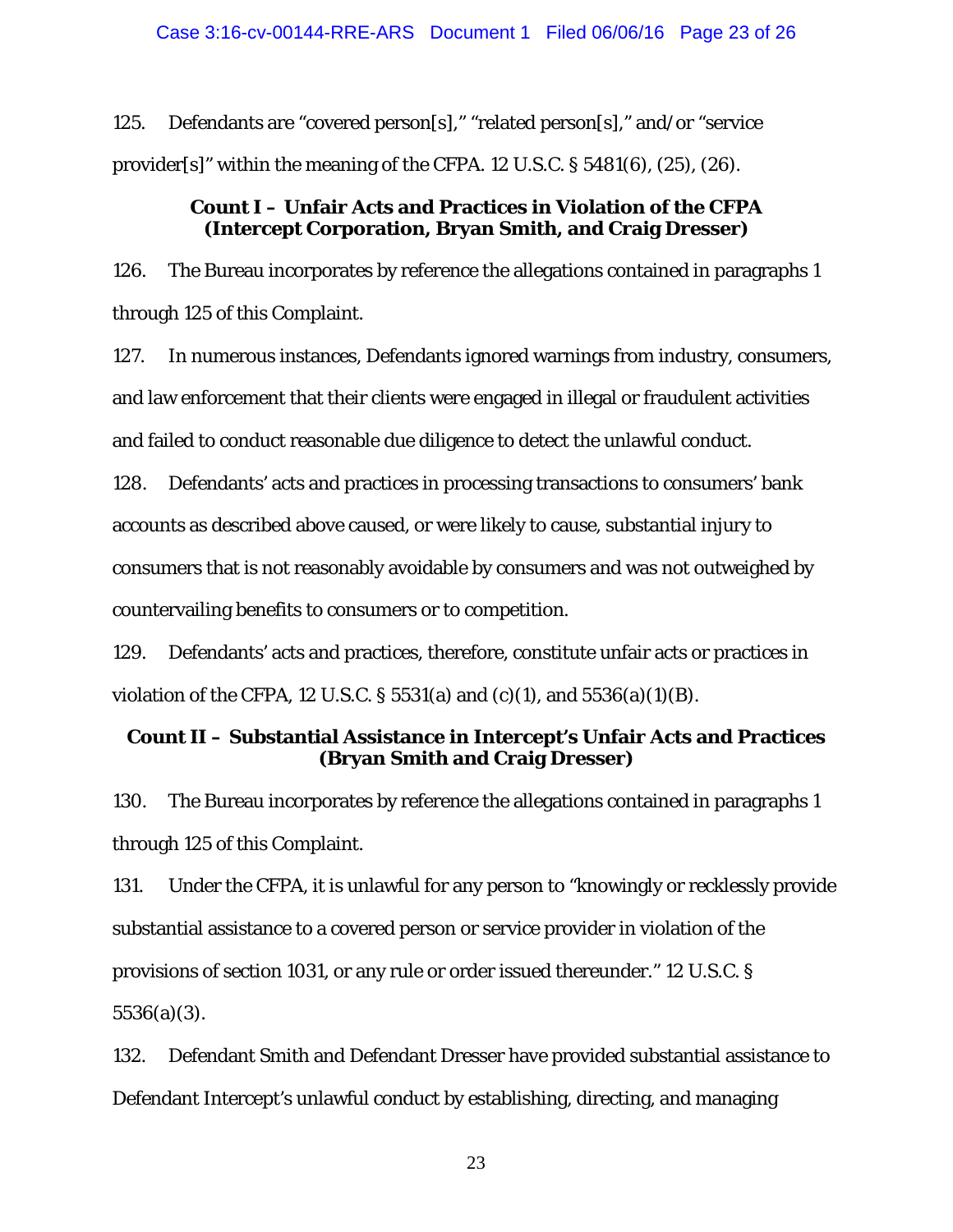125. Defendants are "covered person[s]," "related person[s]," and/or "service provider[s]" within the meaning of the CFPA. 12 U.S.C. § 5481(6), (25), (26).

**Count I – Unfair Acts and Practices in Violation of the CFPA (Intercept Corporation, Bryan Smith, and Craig Dresser)**

126. The Bureau incorporates by reference the allegations contained in paragraphs 1 through 125 of this Complaint.

127. In numerous instances, Defendants ignored warnings from industry, consumers, and law enforcement that their clients were engaged in illegal or fraudulent activities and failed to conduct reasonable due diligence to detect the unlawful conduct.

128. Defendants' acts and practices in processing transactions to consumers' bank accounts as described above caused, or were likely to cause, substantial injury to consumers that is not reasonably avoidable by consumers and was not outweighed by countervailing benefits to consumers or to competition.

129. Defendants' acts and practices, therefore, constitute unfair acts or practices in violation of the CFPA, 12 U.S.C. § 5531(a) and (c)(1), and 5536(a)(1)(B).

**Count II – Substantial Assistance in Intercept's Unfair Acts and Practices (Bryan Smith and Craig Dresser)**

130. The Bureau incorporates by reference the allegations contained in paragraphs 1 through 125 of this Complaint.

131. Under the CFPA, it is unlawful for any person to "knowingly or recklessly provide substantial assistance to a covered person or service provider in violation of the provisions of section 1031, or any rule or order issued thereunder." 12 U.S.C. § 5536(a)(3).

132. Defendant Smith and Defendant Dresser have provided substantial assistance to Defendant Intercept's unlawful conduct by establishing, directing, and managing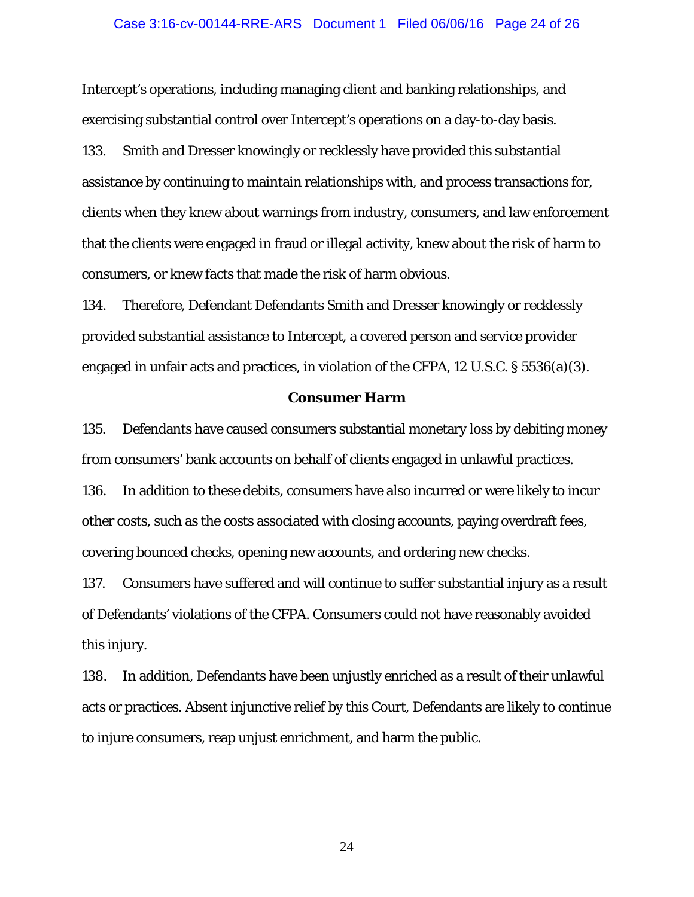Intercept's operations, including managing client and banking relationships, and exercising substantial control over Intercept's operations on a day-to-day basis.

133. Smith and Dresser knowingly or recklessly have provided this substantial assistance by continuing to maintain relationships with, and process transactions for, clients when they knew about warnings from industry, consumers, and law enforcement that the clients were engaged in fraud or illegal activity, knew about the risk of harm to consumers, or knew facts that made the risk of harm obvious.

134. Therefore, Defendant Defendants Smith and Dresser knowingly or recklessly provided substantial assistance to Intercept, a covered person and service provider engaged in unfair acts and practices, in violation of the CFPA, 12 U.S.C. § 5536(a)(3).

**Consumer Harm**

135. Defendants have caused consumers substantial monetary loss by debiting money from consumers' bank accounts on behalf of clients engaged in unlawful practices.

136. In addition to these debits, consumers have also incurred or were likely to incur other costs, such as the costs associated with closing accounts, paying overdraft fees, covering bounced checks, opening new accounts, and ordering new checks.

137. Consumers have suffered and will continue to suffer substantial injury as a result of Defendants' violations of the CFPA. Consumers could not have reasonably avoided this injury.

138. In addition, Defendants have been unjustly enriched as a result of their unlawful acts or practices. Absent injunctive relief by this Court, Defendants are likely to continue to injure consumers, reap unjust enrichment, and harm the public.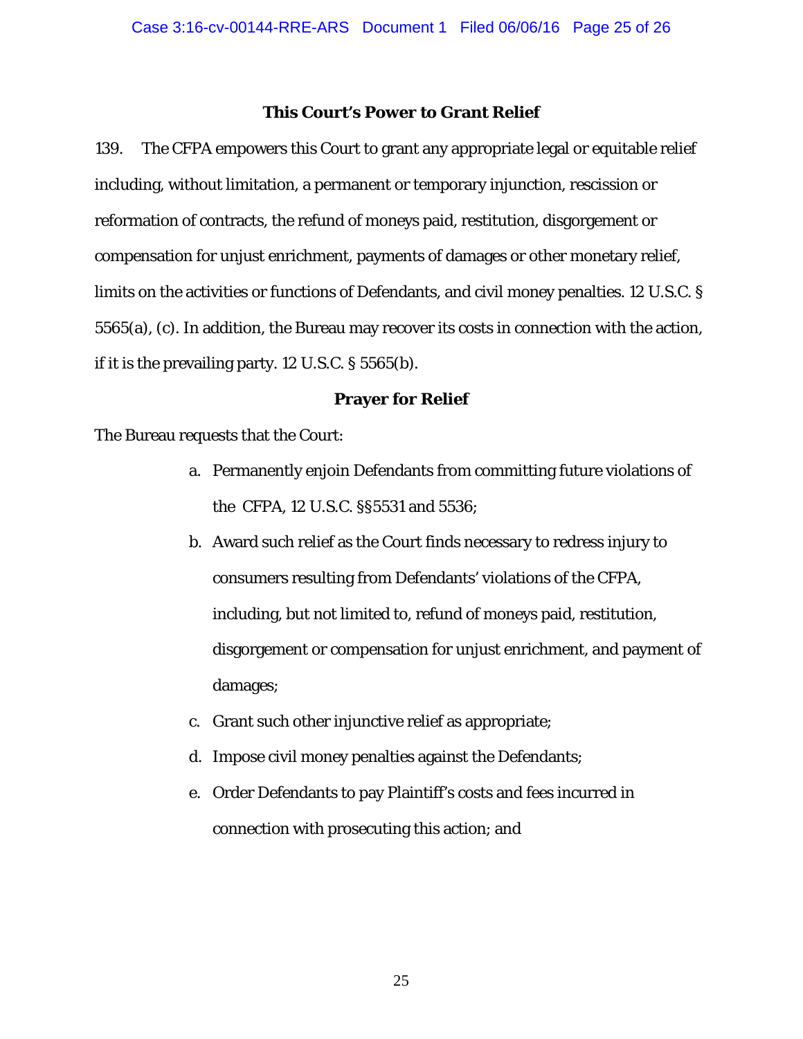### This Court's Power to Grant Relief

139. The CFPA empowers this Court to grant any appropriate legal or equitable relief including, without limitation, a permanent or temporary injunction, rescission or reformation of contracts, the refund of moneys paid, restitution, disgorgement or compensation for unjust enrichment, payments of damages or other monetary relief, limits on the activities or functions of Defendants, and civil money penalties. 12 U.S.C. § 5565(a), (c). In addition, the Bureau may recover its costs in connection with the action, if it is the prevailing party. 12 U.S.C. § 5565(b).

### Prayer for Relief

The Bureau requests that the Court:

a. Permanently enjoin Defendants from committing future violations of the CFPA, 12 U.S.C. §§5531 and 5536;

b. Award such relief as the Court finds necessary to redress injury to consumers resulting from Defendants' violations of the CFPA, including, but not limited to, refund of moneys paid, restitution, disgorgement or compensation for unjust enrichment, and payment of damages;

c. Grant such other injunctive relief as appropriate;

d. Impose civil money penalties against the Defendants;

e. Order Defendants to pay Plaintiff's costs and fees incurred in connection with prosecuting this action; and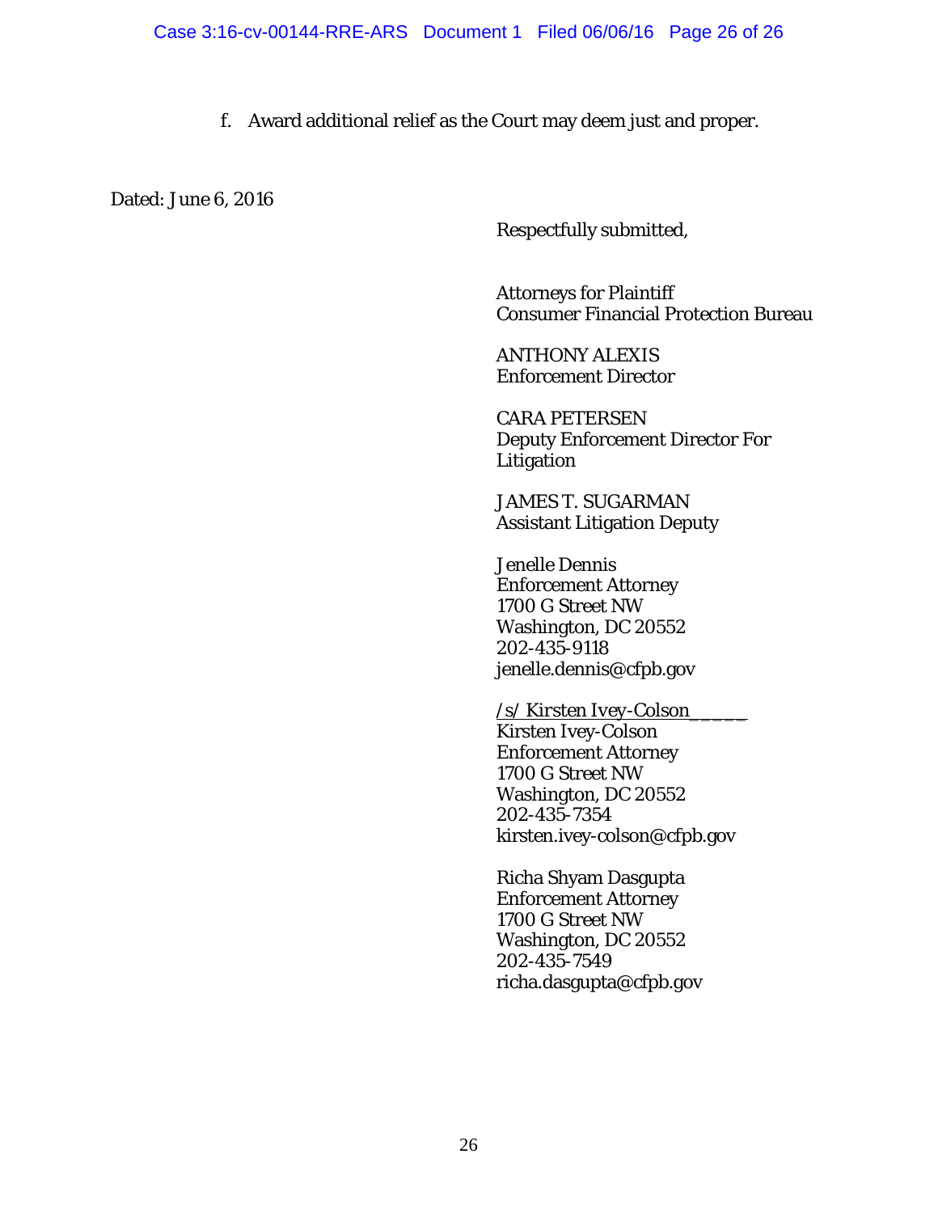f. Award additional relief as the Court may deem just and proper.

Dated: June 6, 2016

Respectfully submitted,

Attorneys for Plaintiff  
Consumer Financial Protection Bureau

ANTHONY ALEXIS  
Enforcement Director

CARA PETERSEN  
Deputy Enforcement Director For Litigation

JAMES T. SUGARMAN  
Assistant Litigation Deputy

Jenelle Dennis  
Enforcement Attorney  
1700 G Street NW  
Washington, DC 20552  
202-435-9118  
jenelle.dennis@cfpb.gov

/s/ Kirsten Ivey-Colson_____  
Kirsten Ivey-Colson  
Enforcement Attorney  
1700 G Street NW  
Washington, DC 20552  
202-435-7354  
kirsten.ivey-colson@cfpb.gov

Richa Shyam Dasgupta  
Enforcement Attorney  
1700 G Street NW  
Washington, DC 20552  
202-435-7549  
richa.dasgupta@cfpb.gov